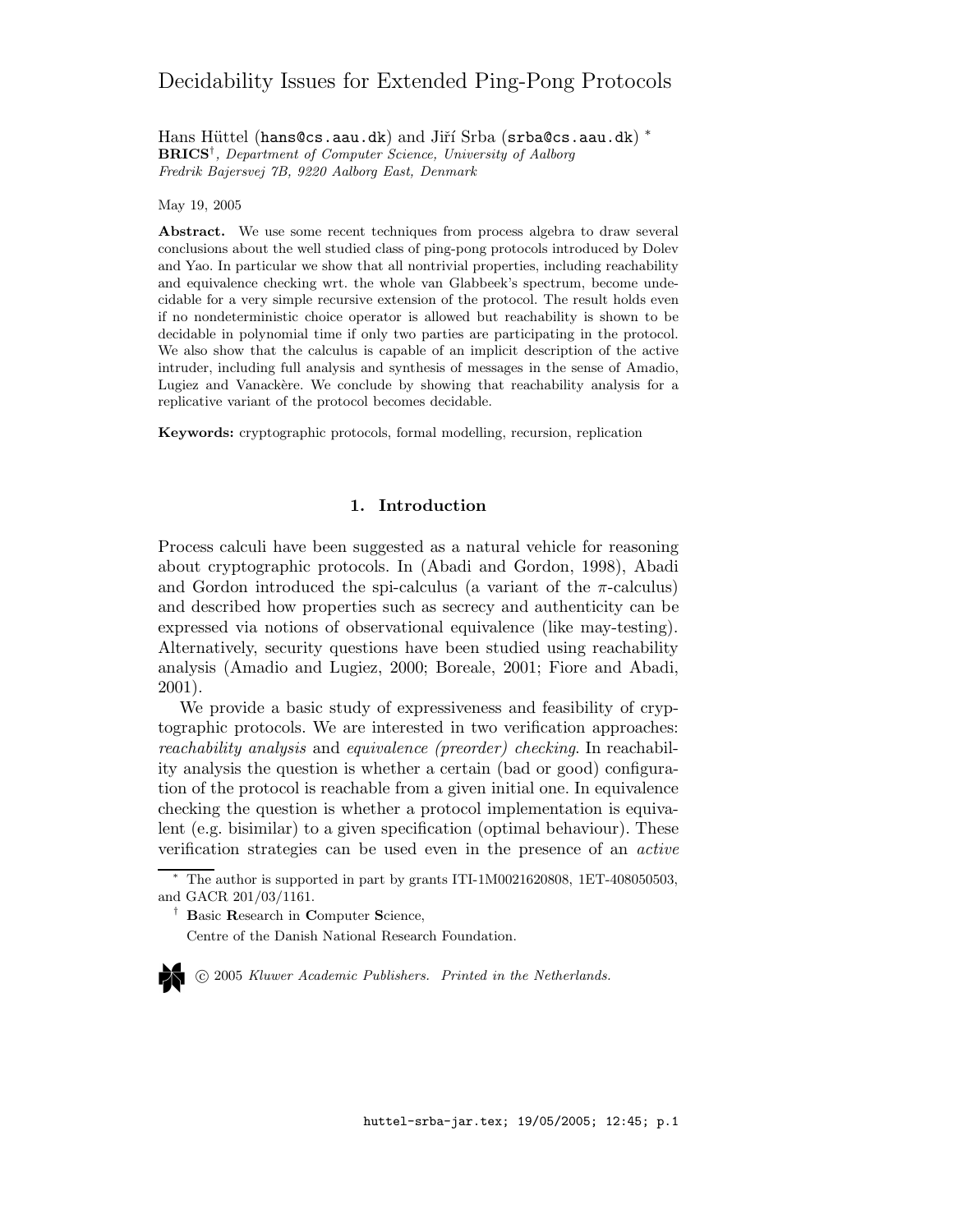# Decidability Issues for Extended Ping-Pong Protocols

Hans Hüttel (hans@cs.aau.dk) and Jiří Srba (srba@cs.aau.dk) *
**BRICS**†, *Department of Computer Science, University of Aalborg*
*Fredrik Bajersvej 7B, 9220 Aalborg East, Denmark*

May 19, 2005

**Abstract.** We use some recent techniques from process algebra to draw several conclusions about the well studied class of ping-pong protocols introduced by Dolev and Yao. In particular we show that all nontrivial properties, including reachability and equivalence checking wrt. the whole van Glabbeek's spectrum, become undecidable for a very simple recursive extension of the protocol. The result holds even if no nondeterministic choice operator is allowed but reachability is shown to be decidable in polynomial time if only two parties are participating in the protocol. We also show that the calculus is capable of an implicit description of the active intruder, including full analysis and synthesis of messages in the sense of Amadio, Lugiez and Vanackère. We conclude by showing that reachability analysis for a replicative variant of the protocol becomes decidable.

**Keywords:** cryptographic protocols, formal modelling, recursion, replication

## 1. Introduction

Process calculi have been suggested as a natural vehicle for reasoning about cryptographic protocols. In (Abadi and Gordon, 1998), Abadi and Gordon introduced the spi-calculus (a variant of the $\pi$-calculus) and described how properties such as secrecy and authenticity can be expressed via notions of observational equivalence (like may-testing). Alternatively, security questions have been studied using reachability analysis (Amadio and Lugiez, 2000; Boreale, 2001; Fiore and Abadi, 2001).

We provide a basic study of expressiveness and feasibility of cryptographic protocols. We are interested in two verification approaches: *reachability analysis* and *equivalence (preorder) checking*. In reachability analysis the question is whether a certain (bad or good) configuration of the protocol is reachable from a given initial one. In equivalence checking the question is whether a protocol implementation is equivalent (e.g. bisimilar) to a given specification (optimal behaviour). These verification strategies can be used even in the presence of an *active*

---

* The author is supported in part by grants ITI-1M0021620808, 1ET-408050503, and GACR 201/03/1161.

† **B**asic **R**esearch in **C**omputer **S**cience, Centre of the Danish National Research Foundation.

© 2005 *Kluwer Academic Publishers. Printed in the Netherlands.*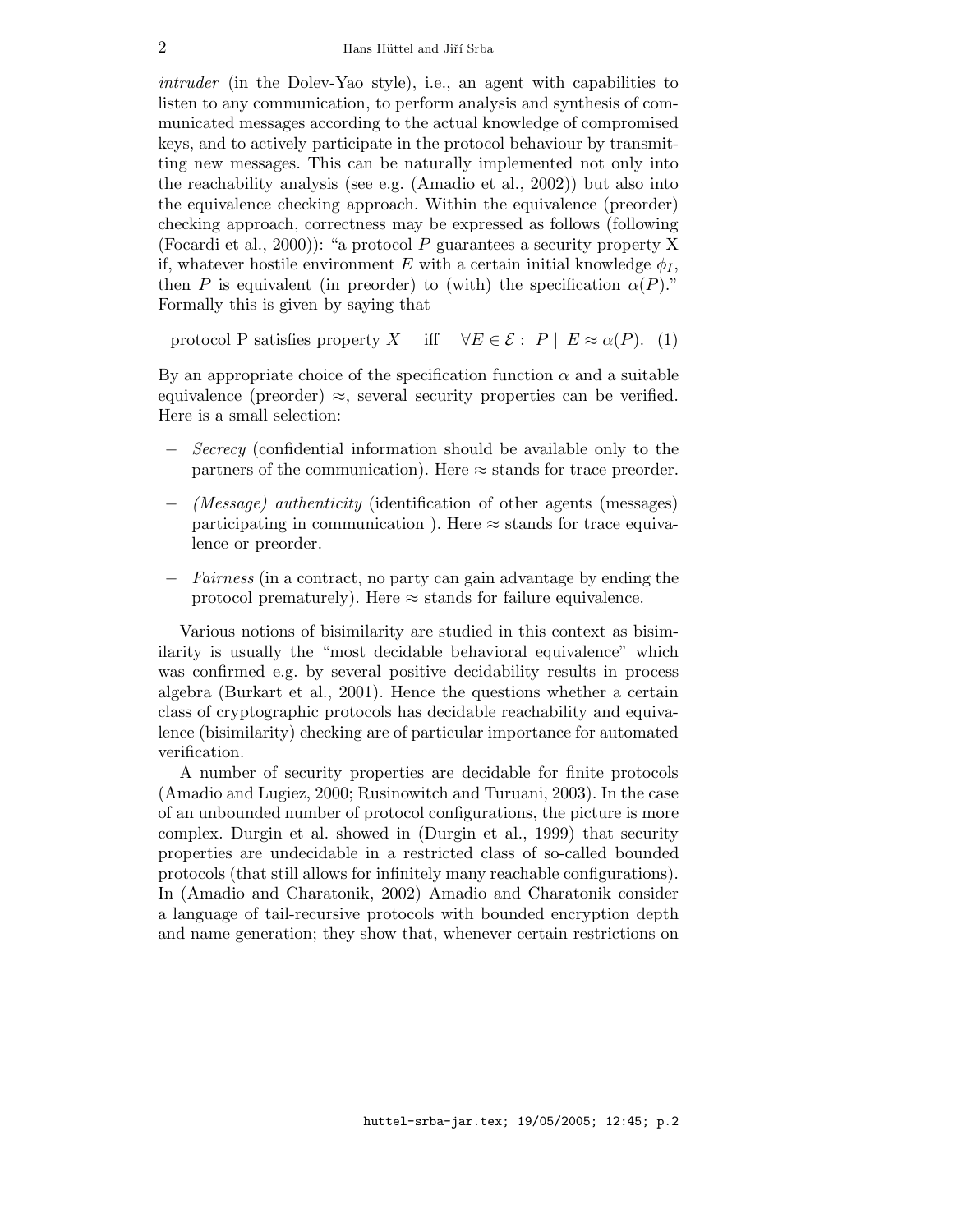*intruder* (in the Dolev-Yao style), i.e., an agent with capabilities to listen to any communication, to perform analysis and synthesis of communicated messages according to the actual knowledge of compromised keys, and to actively participate in the protocol behaviour by transmitting new messages. This can be naturally implemented not only into the reachability analysis (see e.g. (Amadio et al., 2002)) but also into the equivalence checking approach. Within the equivalence (preorder) checking approach, correctness may be expressed as follows (following (Focardi et al., 2000)): "a protocol $P$ guarantees a security property X if, whatever hostile environment $E$ with a certain initial knowledge $\phi_I$, then $P$ is equivalent (in preorder) to (with) the specification $\alpha(P)$." Formally this is given by saying that

$$\text{protocol P satisfies property } X \quad \text{iff} \quad \forall E \in \mathcal{E} : \ P \parallel E \approx \alpha(P). \quad (1)$$

By an appropriate choice of the specification function $\alpha$ and a suitable equivalence (preorder) $\approx$, several security properties can be verified. Here is a small selection:

- *Secrecy* (confidential information should be available only to the partners of the communication). Here $\approx$ stands for trace preorder.
- *(Message) authenticity* (identification of other agents (messages) participating in communication ). Here $\approx$ stands for trace equivalence or preorder.
- *Fairness* (in a contract, no party can gain advantage by ending the protocol prematurely). Here $\approx$ stands for failure equivalence.

Various notions of bisimilarity are studied in this context as bisimilarity is usually the "most decidable behavioral equivalence" which was confirmed e.g. by several positive decidability results in process algebra (Burkart et al., 2001). Hence the questions whether a certain class of cryptographic protocols has decidable reachability and equivalence (bisimilarity) checking are of particular importance for automated verification.

A number of security properties are decidable for finite protocols (Amadio and Lugiez, 2000; Rusinowitch and Turuani, 2003). In the case of an unbounded number of protocol configurations, the picture is more complex. Durgin et al. showed in (Durgin et al., 1999) that security properties are undecidable in a restricted class of so-called bounded protocols (that still allows for infinitely many reachable configurations). In (Amadio and Charatonik, 2002) Amadio and Charatonik consider a language of tail-recursive protocols with bounded encryption depth and name generation; they show that, whenever certain restrictions on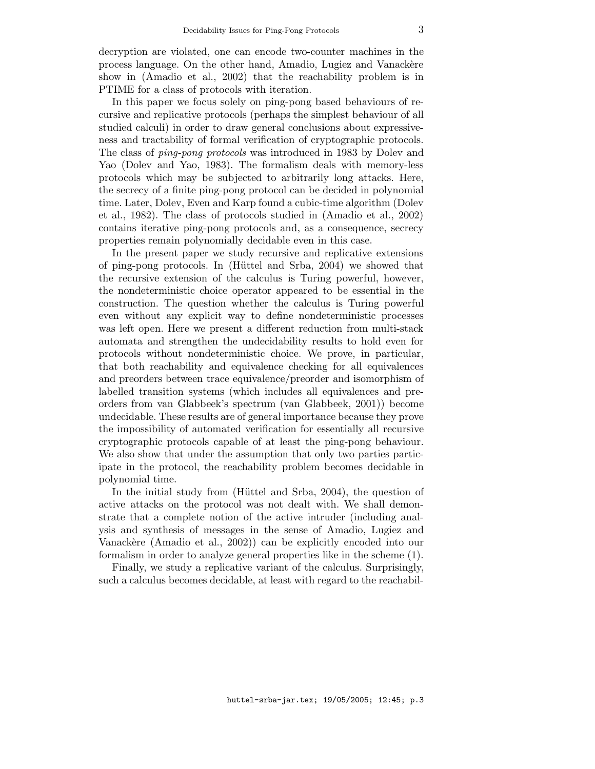decryption are violated, one can encode two-counter machines in the process language. On the other hand, Amadio, Lugiez and Vanackère show in (Amadio et al., 2002) that the reachability problem is in PTIME for a class of protocols with iteration.

In this paper we focus solely on ping-pong based behaviours of recursive and replicative protocols (perhaps the simplest behaviour of all studied calculi) in order to draw general conclusions about expressiveness and tractability of formal verification of cryptographic protocols. The class of *ping-pong protocols* was introduced in 1983 by Dolev and Yao (Dolev and Yao, 1983). The formalism deals with memory-less protocols which may be subjected to arbitrarily long attacks. Here, the secrecy of a finite ping-pong protocol can be decided in polynomial time. Later, Dolev, Even and Karp found a cubic-time algorithm (Dolev et al., 1982). The class of protocols studied in (Amadio et al., 2002) contains iterative ping-pong protocols and, as a consequence, secrecy properties remain polynomially decidable even in this case.

In the present paper we study recursive and replicative extensions of ping-pong protocols. In (Hüttel and Srba, 2004) we showed that the recursive extension of the calculus is Turing powerful, however, the nondeterministic choice operator appeared to be essential in the construction. The question whether the calculus is Turing powerful even without any explicit way to define nondeterministic processes was left open. Here we present a different reduction from multi-stack automata and strengthen the undecidability results to hold even for protocols without nondeterministic choice. We prove, in particular, that both reachability and equivalence checking for all equivalences and preorders between trace equivalence/preorder and isomorphism of labelled transition systems (which includes all equivalences and preorders from van Glabbeek's spectrum (van Glabbeek, 2001)) become undecidable. These results are of general importance because they prove the impossibility of automated verification for essentially all recursive cryptographic protocols capable of at least the ping-pong behaviour. We also show that under the assumption that only two parties participate in the protocol, the reachability problem becomes decidable in polynomial time.

In the initial study from (Hüttel and Srba, 2004), the question of active attacks on the protocol was not dealt with. We shall demonstrate that a complete notion of the active intruder (including analysis and synthesis of messages in the sense of Amadio, Lugiez and Vanackère (Amadio et al., 2002)) can be explicitly encoded into our formalism in order to analyze general properties like in the scheme (1).

Finally, we study a replicative variant of the calculus. Surprisingly, such a calculus becomes decidable, at least with regard to the reachabil-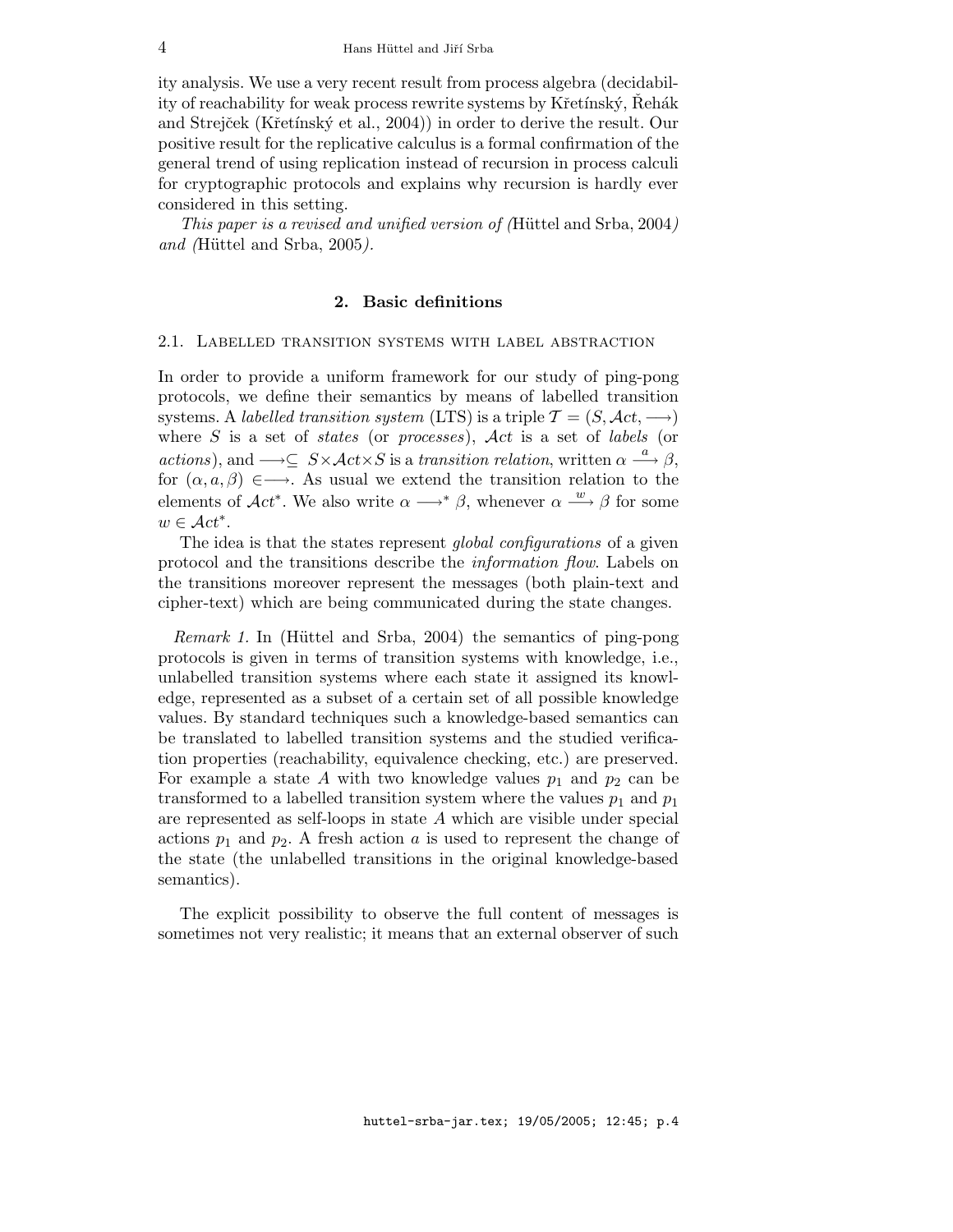ity analysis. We use a very recent result from process algebra (decidability of reachability for weak process rewrite systems by Křetínský, Řehák and Strejček (Křetínský et al., 2004)) in order to derive the result. Our positive result for the replicative calculus is a formal confirmation of the general trend of using replication instead of recursion in process calculi for cryptographic protocols and explains why recursion is hardly ever considered in this setting.

*This paper is a revised and unified version of (*Hüttel and Srba, 2004*) and (*Hüttel and Srba, 2005*).*

## 2. Basic definitions

### 2.1. Labelled transition systems with label abstraction

In order to provide a uniform framework for our study of ping-pong protocols, we define their semantics by means of labelled transition systems. A *labelled transition system* (LTS) is a triple $\mathcal{T} = (S, \mathcal{A}ct, \longrightarrow)$ where $S$ is a set of *states* (or *processes*), $\mathcal{A}ct$ is a set of *labels* (or *actions*), and $\longrightarrow \subseteq S \times \mathcal{A}ct \times S$ is a *transition relation*, written $\alpha \xrightarrow{a} \beta$, for $(\alpha, a, \beta) \in \longrightarrow$. As usual we extend the transition relation to the elements of $\mathcal{A}ct^*$. We also write $\alpha \longrightarrow^* \beta$, whenever $\alpha \xrightarrow{w} \beta$ for some $w \in \mathcal{A}ct^*$.

The idea is that the states represent *global configurations* of a given protocol and the transitions describe the *information flow*. Labels on the transitions moreover represent the messages (both plain-text and cipher-text) which are being communicated during the state changes.

*Remark 1.* In (Hüttel and Srba, 2004) the semantics of ping-pong protocols is given in terms of transition systems with knowledge, i.e., unlabelled transition systems where each state it assigned its knowledge, represented as a subset of a certain set of all possible knowledge values. By standard techniques such a knowledge-based semantics can be translated to labelled transition systems and the studied verification properties (reachability, equivalence checking, etc.) are preserved. For example a state $A$ with two knowledge values $p_1$ and $p_2$ can be transformed to a labelled transition system where the values $p_1$ and $p_1$ are represented as self-loops in state $A$ which are visible under special actions $p_1$ and $p_2$. A fresh action $a$ is used to represent the change of the state (the unlabelled transitions in the original knowledge-based semantics).

The explicit possibility to observe the full content of messages is sometimes not very realistic; it means that an external observer of such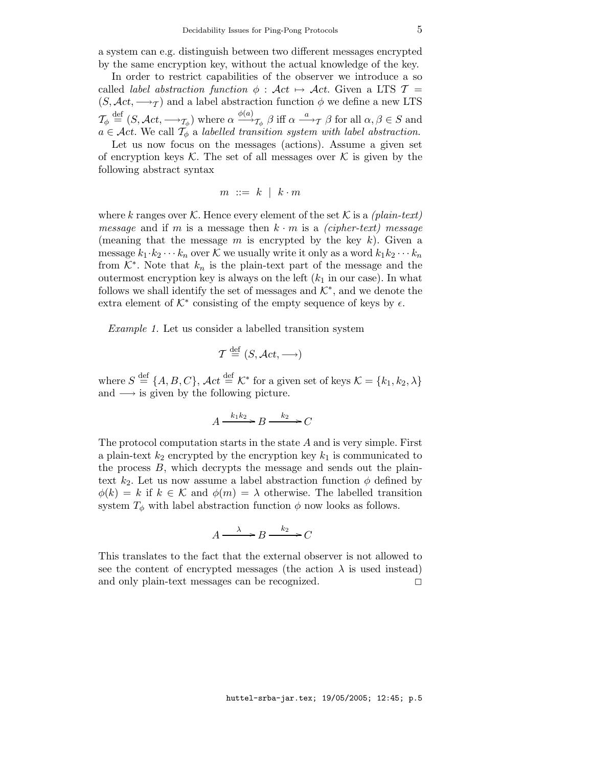a system can e.g. distinguish between two different messages encrypted by the same encryption key, without the actual knowledge of the key.

In order to restrict capabilities of the observer we introduce a so called *label abstraction function* $\phi : \mathcal{A}ct \mapsto \mathcal{A}ct$. Given a LTS $\mathcal{T} = (S, \mathcal{A}ct, \longrightarrow_{\mathcal{T}})$ and a label abstraction function $\phi$ we define a new LTS $\mathcal{T}_\phi \stackrel{\text{def}}{=} (S, \mathcal{A}ct, \longrightarrow_{\mathcal{T}_\phi})$ where $\alpha \stackrel{\phi(a)}{\longrightarrow}_{\mathcal{T}_\phi} \beta$ iff $\alpha \stackrel{a}{\longrightarrow}_{\mathcal{T}} \beta$ for all $\alpha, \beta \in S$ and $a \in \mathcal{A}ct$. We call $\mathcal{T}_\phi$ a *labelled transition system with label abstraction*.

Let us now focus on the messages (actions). Assume a given set of encryption keys $\mathcal{K}$. The set of all messages over $\mathcal{K}$ is given by the following abstract syntax

$$m \ ::= \ k \ \mid \ k \cdot m$$

where $k$ ranges over $\mathcal{K}$. Hence every element of the set $\mathcal{K}$ is a *(plain-text) message* and if $m$ is a message then $k \cdot m$ is a *(cipher-text) message* (meaning that the message $m$ is encrypted by the key $k$). Given a message $k_1 \cdot k_2 \cdots k_n$ over $\mathcal{K}$ we usually write it only as a word $k_1 k_2 \cdots k_n$ from $\mathcal{K}^*$. Note that $k_n$ is the plain-text part of the message and the outermost encryption key is always on the left ($k_1$ in our case). In what follows we shall identify the set of messages and $\mathcal{K}^*$, and we denote the extra element of $\mathcal{K}^*$ consisting of the empty sequence of keys by $\epsilon$.

*Example 1.* Let us consider a labelled transition system

$$\mathcal{T} \stackrel{\text{def}}{=} (S, \mathcal{A}ct, \longrightarrow)$$

where $S \stackrel{\text{def}}{=} \{A, B, C\}$, $\mathcal{A}ct \stackrel{\text{def}}{=} \mathcal{K}^*$ for a given set of keys $\mathcal{K} = \{k_1, k_2, \lambda\}$ and $\longrightarrow$ is given by the following picture.

$$A \xrightarrow{k_1 k_2} B \xrightarrow{k_2} C$$

The protocol computation starts in the state $A$ and is very simple. First a plain-text $k_2$ encrypted by the encryption key $k_1$ is communicated to the process $B$, which decrypts the message and sends out the plain-text $k_2$. Let us now assume a label abstraction function $\phi$ defined by $\phi(k) = k$ if $k \in \mathcal{K}$ and $\phi(m) = \lambda$ otherwise. The labelled transition system $T_\phi$ with label abstraction function $\phi$ now looks as follows.

$$A \xrightarrow{\lambda} B \xrightarrow{k_2} C$$

This translates to the fact that the external observer is not allowed to see the content of encrypted messages (the action $\lambda$ is used instead) and only plain-text messages can be recognized. □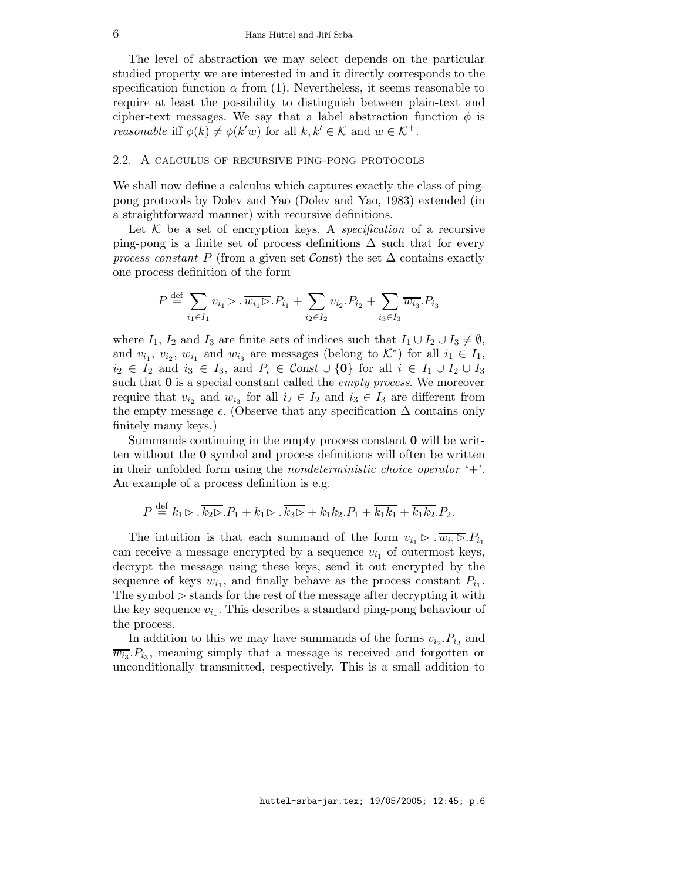The level of abstraction we may select depends on the particular studied property we are interested in and it directly corresponds to the specification function $\alpha$ from (1). Nevertheless, it seems reasonable to require at least the possibility to distinguish between plain-text and cipher-text messages. We say that a label abstraction function $\phi$ is *reasonable* iff $\phi(k) \neq \phi(k'w)$ for all $k, k' \in \mathcal{K}$ and $w \in \mathcal{K}^+$.

## 2.2. A calculus of recursive ping-pong protocols

We shall now define a calculus which captures exactly the class of ping-pong protocols by Dolev and Yao (Dolev and Yao, 1983) extended (in a straightforward manner) with recursive definitions.

Let $\mathcal{K}$ be a set of encryption keys. A *specification* of a recursive ping-pong is a finite set of process definitions $\Delta$ such that for every *process constant* $P$ (from a given set $\mathcal{C}onst$) the set $\Delta$ contains exactly one process definition of the form

$$P \stackrel{\mathrm{def}}{=} \sum_{i_1 \in I_1} v_{i_1} \rhd . \overline{w_{i_1} \rhd} . P_{i_1} + \sum_{i_2 \in I_2} v_{i_2} . P_{i_2} + \sum_{i_3 \in I_3} \overline{w_{i_3}} . P_{i_3}$$

where $I_1$, $I_2$ and $I_3$ are finite sets of indices such that $I_1 \cup I_2 \cup I_3 \neq \emptyset$, and $v_{i_1}$, $v_{i_2}$, $w_{i_1}$ and $w_{i_3}$ are messages (belong to $\mathcal{K}^*$) for all $i_1 \in I_1$, $i_2 \in I_2$ and $i_3 \in I_3$, and $P_i \in \mathcal{C}onst \cup \{\mathbf{0}\}$ for all $i \in I_1 \cup I_2 \cup I_3$ such that $\mathbf{0}$ is a special constant called the *empty process*. We moreover require that $v_{i_2}$ and $w_{i_3}$ for all $i_2 \in I_2$ and $i_3 \in I_3$ are different from the empty message $\epsilon$. (Observe that any specification $\Delta$ contains only finitely many keys.)

Summands continuing in the empty process constant $\mathbf{0}$ will be written without the $\mathbf{0}$ symbol and process definitions will often be written in their unfolded form using the *nondeterministic choice operator* '+'. An example of a process definition is e.g.

$$P \stackrel{\mathrm{def}}{=} k_1 \rhd . \overline{k_2 \rhd} . P_1 + k_1 \rhd . \overline{k_3 \rhd} + k_1 k_2 . P_1 + \overline{k_1 k_1} + \overline{k_1 k_2} . P_2 .$$

The intuition is that each summand of the form $v_{i_1} \rhd . \overline{w_{i_1} \rhd} . P_{i_1}$ can receive a message encrypted by a sequence $v_{i_1}$ of outermost keys, decrypt the message using these keys, send it out encrypted by the sequence of keys $w_{i_1}$, and finally behave as the process constant $P_{i_1}$. The symbol $\rhd$ stands for the rest of the message after decrypting it with the key sequence $v_{i_1}$. This describes a standard ping-pong behaviour of the process.

In addition to this we may have summands of the forms $v_{i_2} . P_{i_2}$ and $\overline{w_{i_3}} . P_{i_3}$, meaning simply that a message is received and forgotten or unconditionally transmitted, respectively. This is a small addition to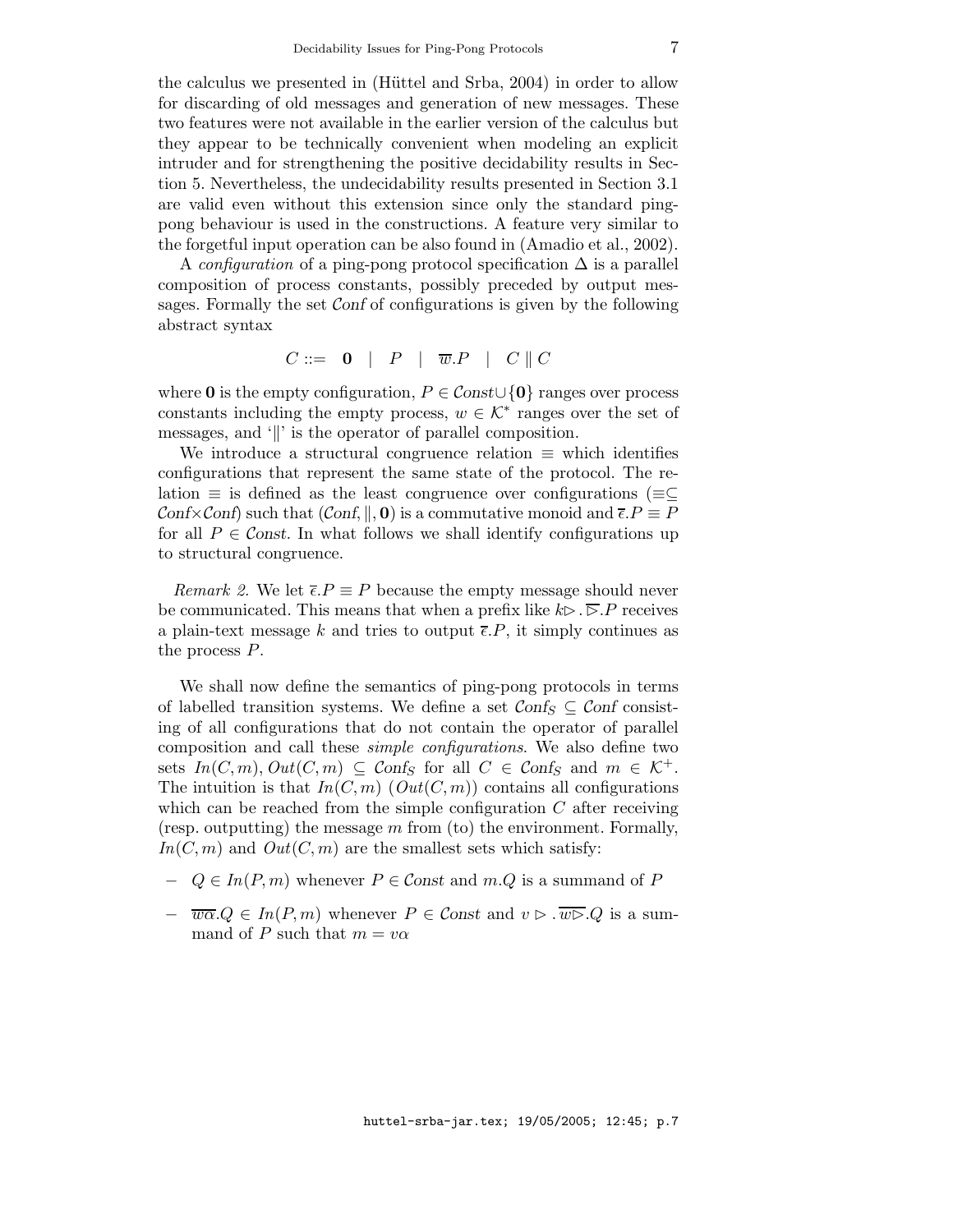the calculus we presented in (Hüttel and Srba, 2004) in order to allow for discarding of old messages and generation of new messages. These two features were not available in the earlier version of the calculus but they appear to be technically convenient when modeling an explicit intruder and for strengthening the positive decidability results in Section 5. Nevertheless, the undecidability results presented in Section 3.1 are valid even without this extension since only the standard ping-pong behaviour is used in the constructions. A feature very similar to the forgetful input operation can be also found in (Amadio et al., 2002).

A *configuration* of a ping-pong protocol specification $\Delta$ is a parallel composition of process constants, possibly preceded by output messages. Formally the set $\mathcal{C}onf$ of configurations is given by the following abstract syntax

$$C ::= \mathbf{0} \quad | \quad P \quad | \quad \overline{w}.P \quad | \quad C \parallel C$$

where $\mathbf{0}$ is the empty configuration, $P \in \mathcal{C}onst \cup \{\mathbf{0}\}$ ranges over process constants including the empty process, $w \in \mathcal{K}^*$ ranges over the set of messages, and '$\parallel$' is the operator of parallel composition.

We introduce a structural congruence relation $\equiv$ which identifies configurations that represent the same state of the protocol. The relation $\equiv$ is defined as the least congruence over configurations ($\equiv \subseteq \mathcal{C}onf \times \mathcal{C}onf$) such that $(\mathcal{C}onf, \parallel, \mathbf{0})$ is a commutative monoid and $\overline{\epsilon}.P \equiv P$ for all $P \in \mathcal{C}onst$. In what follows we shall identify configurations up to structural congruence.

*Remark 2.* We let $\overline{\epsilon}.P \equiv P$ because the empty message should never be communicated. This means that when a prefix like $k \rhd . \overline{\rhd}.P$ receives a plain-text message $k$ and tries to output $\overline{\epsilon}.P$, it simply continues as the process $P$.

We shall now define the semantics of ping-pong protocols in terms of labelled transition systems. We define a set $\mathcal{C}onf_S \subseteq \mathcal{C}onf$ consisting of all configurations that do not contain the operator of parallel composition and call these *simple configurations*. We also define two sets $In(C, m), Out(C, m) \subseteq \mathcal{C}onf_S$ for all $C \in \mathcal{C}onf_S$ and $m \in \mathcal{K}^+$. The intuition is that $In(C, m)$ ($Out(C, m)$) contains all configurations which can be reached from the simple configuration $C$ after receiving (resp. outputting) the message $m$ from (to) the environment. Formally, $In(C, m)$ and $Out(C, m)$ are the smallest sets which satisfy:

- $Q \in In(P, m)$ whenever $P \in \mathcal{C}onst$ and $m.Q$ is a summand of $P$
- $\overline{w\alpha}.Q \in In(P, m)$ whenever $P \in \mathcal{C}onst$ and $v \rhd . \overline{w \rhd}.Q$ is a summand of $P$ such that $m = v\alpha$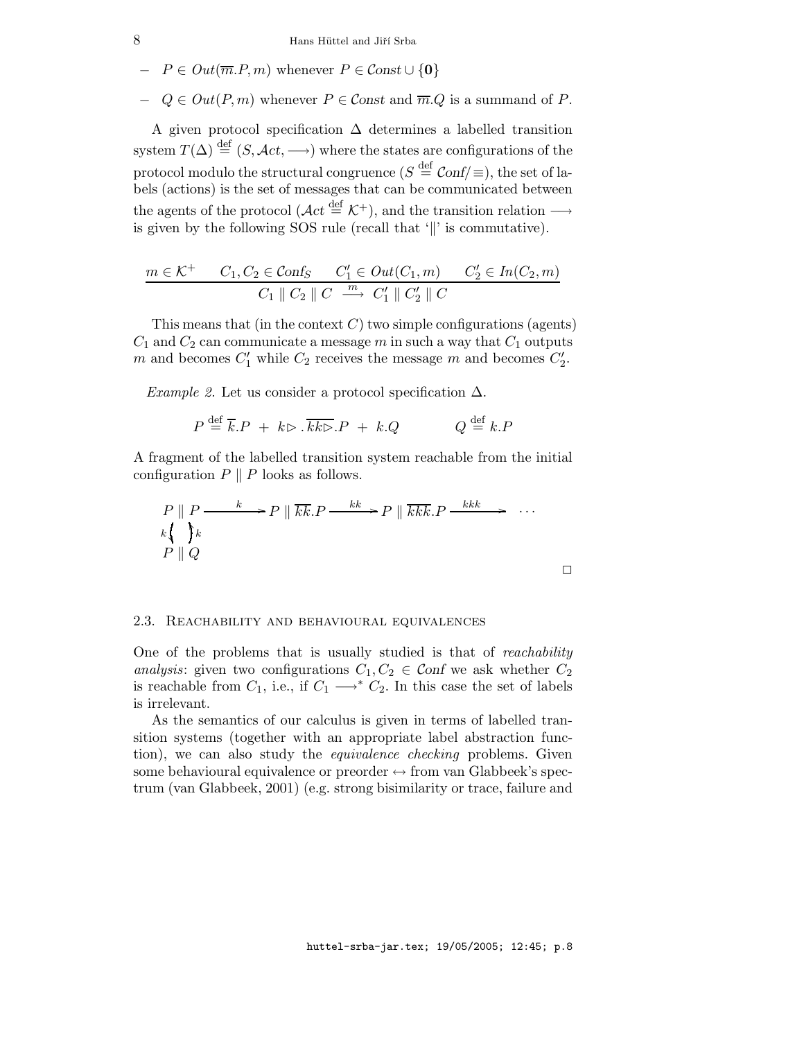- $P \in Out(\overline{m}.P, m)$ whenever $P \in \mathcal{C}onst \cup \{\mathbf{0}\}$
- $Q \in Out(P, m)$ whenever $P \in \mathcal{C}onst$ and $\overline{m}.Q$ is a summand of $P$.

A given protocol specification $\Delta$ determines a labelled transition system $T(\Delta) \stackrel{\text{def}}{=} (S, \mathcal{A}ct, \longrightarrow)$ where the states are configurations of the protocol modulo the structural congruence ($S \stackrel{\text{def}}{=} \mathcal{C}onf/\equiv$), the set of labels (actions) is the set of messages that can be communicated between the agents of the protocol ($\mathcal{A}ct \stackrel{\text{def}}{=} \mathcal{K}^+$), and the transition relation $\longrightarrow$ is given by the following SOS rule (recall that '$\|$' is commutative).

$$\frac{m \in \mathcal{K}^+ \qquad C_1, C_2 \in \mathcal{C}onf_S \qquad C_1' \in Out(C_1, m) \qquad C_2' \in In(C_2, m)}{C_1 \parallel C_2 \parallel C \ \stackrel{m}{\longrightarrow}\ C_1' \parallel C_2' \parallel C}$$

This means that (in the context $C$) two simple configurations (agents) $C_1$ and $C_2$ can communicate a message $m$ in such a way that $C_1$ outputs $m$ and becomes $C_1'$ while $C_2$ receives the message $m$ and becomes $C_2'$.

*Example 2.* Let us consider a protocol specification $\Delta$.

$$P \stackrel{\text{def}}{=} \overline{k}.P \ + \ k\triangleright.\overline{kk\triangleright}.P \ + \ k.Q \qquad\qquad Q \stackrel{\text{def}}{=} k.P$$

A fragment of the labelled transition system reachable from the initial configuration $P \parallel P$ looks as follows.

$$\begin{array}{l} P \parallel P \xrightarrow{\quad k \quad} P \parallel \overline{kk}.P \xrightarrow{\quad kk \quad} P \parallel \overline{kkk}.P \xrightarrow{\quad kkk \quad} \cdots \\ {}_{k}\big\uparrow\big\downarrow{}_{k} \\ P \parallel Q \end{array}$$

□

### 2.3. Reachability and behavioural equivalences

One of the problems that is usually studied is that of *reachability analysis*: given two configurations $C_1, C_2 \in \mathcal{C}onf$ we ask whether $C_2$ is reachable from $C_1$, i.e., if $C_1 \longrightarrow^* C_2$. In this case the set of labels is irrelevant.

As the semantics of our calculus is given in terms of labelled transition systems (together with an appropriate label abstraction function), we can also study the *equivalence checking* problems. Given some behavioural equivalence or preorder $\leftrightarrow$ from van Glabbeek's spectrum (van Glabbeek, 2001) (e.g. strong bisimilarity or trace, failure and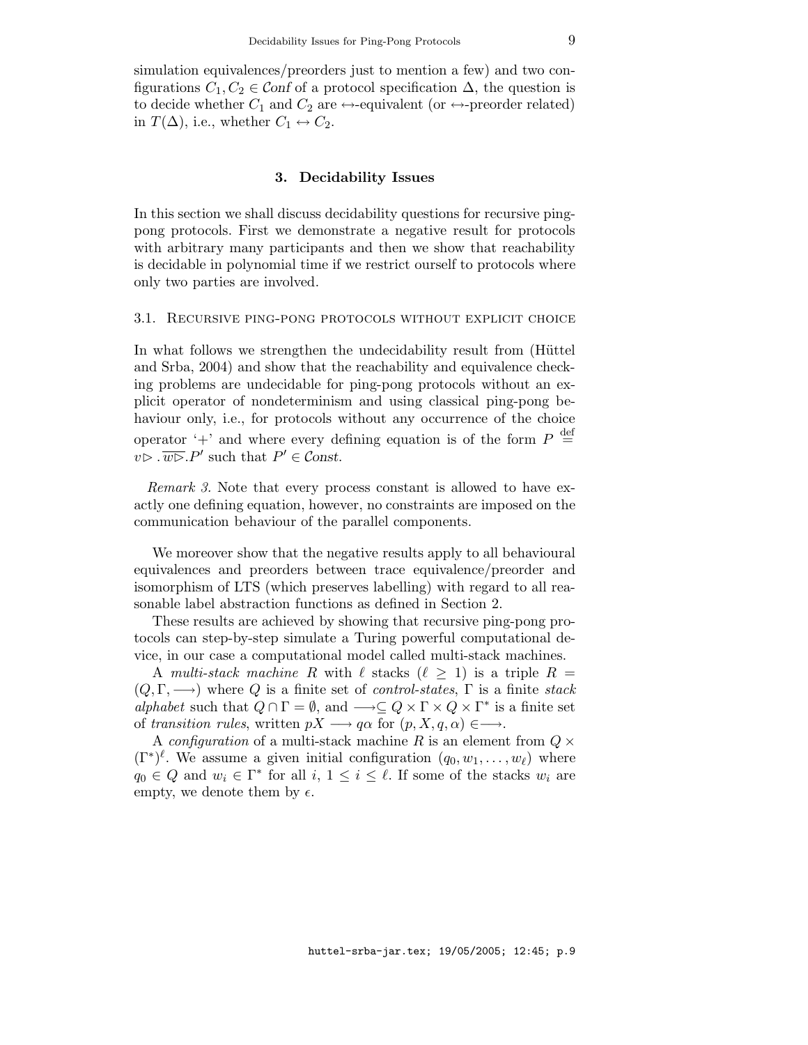simulation equivalences/preorders just to mention a few) and two configurations $C_1, C_2 \in \mathcal{C}onf$ of a protocol specification $\Delta$, the question is to decide whether $C_1$ and $C_2$ are $\leftrightarrow$-equivalent (or $\leftrightarrow$-preorder related) in $T(\Delta)$, i.e., whether $C_1 \leftrightarrow C_2$.

## 3. Decidability Issues

In this section we shall discuss decidability questions for recursive ping-pong protocols. First we demonstrate a negative result for protocols with arbitrary many participants and then we show that reachability is decidable in polynomial time if we restrict ourself to protocols where only two parties are involved.

### 3.1. Recursive ping-pong protocols without explicit choice

In what follows we strengthen the undecidability result from (Hüttel and Srba, 2004) and show that the reachability and equivalence checking problems are undecidable for ping-pong protocols without an explicit operator of nondeterminism and using classical ping-pong behaviour only, i.e., for protocols without any occurrence of the choice operator '+' and where every defining equation is of the form $P \stackrel{\text{def}}{=} v\rhd . \overline{w\rhd}.P'$ such that $P' \in \mathcal{C}onst$.

*Remark 3.* Note that every process constant is allowed to have exactly one defining equation, however, no constraints are imposed on the communication behaviour of the parallel components.

We moreover show that the negative results apply to all behavioural equivalences and preorders between trace equivalence/preorder and isomorphism of LTS (which preserves labelling) with regard to all reasonable label abstraction functions as defined in Section 2.

These results are achieved by showing that recursive ping-pong protocols can step-by-step simulate a Turing powerful computational device, in our case a computational model called multi-stack machines.

A *multi-stack machine* $R$ with $\ell$ stacks ($\ell \geq 1$) is a triple $R = (Q, \Gamma, \longrightarrow)$ where $Q$ is a finite set of *control-states*, $\Gamma$ is a finite *stack alphabet* such that $Q \cap \Gamma = \emptyset$, and $\longrightarrow \subseteq Q \times \Gamma \times Q \times \Gamma^*$ is a finite set of *transition rules*, written $pX \longrightarrow q\alpha$ for $(p, X, q, \alpha) \in \longrightarrow$.

A *configuration* of a multi-stack machine $R$ is an element from $Q \times (\Gamma^*)^\ell$. We assume a given initial configuration $(q_0, w_1, \ldots, w_\ell)$ where $q_0 \in Q$ and $w_i \in \Gamma^*$ for all $i$, $1 \leq i \leq \ell$. If some of the stacks $w_i$ are empty, we denote them by $\epsilon$.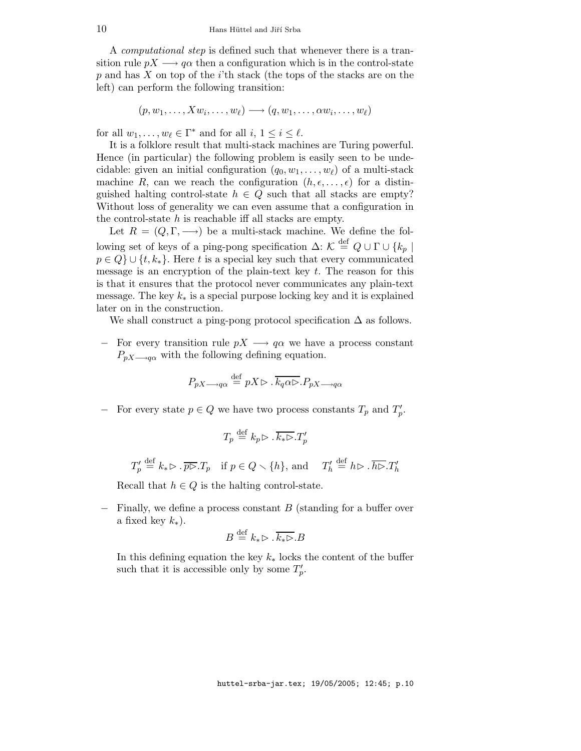A *computational step* is defined such that whenever there is a transition rule $pX \longrightarrow q\alpha$ then a configuration which is in the control-state $p$ and has $X$ on top of the $i$'th stack (the tops of the stacks are on the left) can perform the following transition:

$$(p, w_1, \ldots, Xw_i, \ldots, w_\ell) \longrightarrow (q, w_1, \ldots, \alpha w_i, \ldots, w_\ell)$$

for all $w_1, \ldots, w_\ell \in \Gamma^*$ and for all $i$, $1 \leq i \leq \ell$.

It is a folklore result that multi-stack machines are Turing powerful. Hence (in particular) the following problem is easily seen to be undecidable: given an initial configuration $(q_0, w_1, \ldots, w_\ell)$ of a multi-stack machine $R$, can we reach the configuration $(h, \epsilon, \ldots, \epsilon)$ for a distinguished halting control-state $h \in Q$ such that all stacks are empty? Without loss of generality we can even assume that a configuration in the control-state $h$ is reachable iff all stacks are empty.

Let $R = (Q, \Gamma, \longrightarrow)$ be a multi-stack machine. We define the following set of keys of a ping-pong specification $\Delta$: $\mathcal{K} \stackrel{\mathrm{def}}{=} Q \cup \Gamma \cup \{k_p \mid p \in Q\} \cup \{t, k_*\}$. Here $t$ is a special key such that every communicated message is an encryption of the plain-text key $t$. The reason for this is that it ensures that the protocol never communicates any plain-text message. The key $k_*$ is a special purpose locking key and it is explained later on in the construction.

We shall construct a ping-pong protocol specification $\Delta$ as follows.

- For every transition rule $pX \longrightarrow q\alpha$ we have a process constant $P_{pX \longrightarrow q\alpha}$ with the following defining equation.

$$P_{pX \longrightarrow q\alpha} \stackrel{\mathrm{def}}{=} pX \rhd . \overline{k_q \alpha \rhd} . P_{pX \longrightarrow q\alpha}$$

- For every state $p \in Q$ we have two process constants $T_p$ and $T'_p$.

$$T_p \stackrel{\mathrm{def}}{=} k_p \rhd . \overline{k_* \rhd} . T'_p$$

$$T'_p \stackrel{\mathrm{def}}{=} k_* \rhd . \overline{p \rhd} . T_p \quad \text{if } p \in Q \smallsetminus \{h\}, \text{ and} \quad T'_h \stackrel{\mathrm{def}}{=} h \rhd . \overline{h \rhd} . T'_h$$

  Recall that $h \in Q$ is the halting control-state.

- Finally, we define a process constant $B$ (standing for a buffer over a fixed key $k_*$).

$$B \stackrel{\mathrm{def}}{=} k_* \rhd . \overline{k_* \rhd} . B$$

  In this defining equation the key $k_*$ locks the content of the buffer such that it is accessible only by some $T'_p$.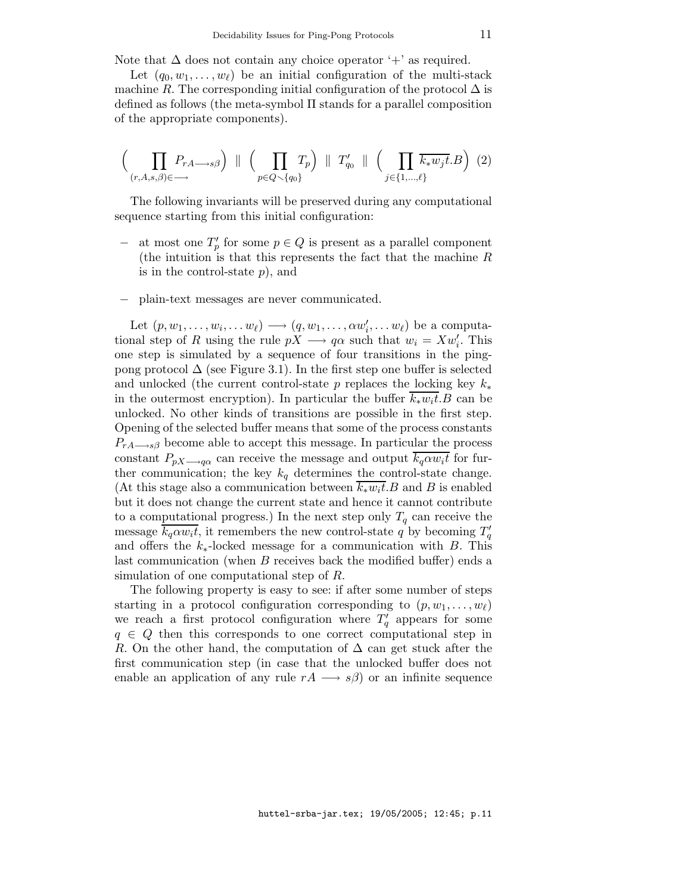Note that $\Delta$ does not contain any choice operator '+' as required.

Let $(q_0, w_1, \ldots, w_\ell)$ be an initial configuration of the multi-stack machine $R$. The corresponding initial configuration of the protocol $\Delta$ is defined as follows (the meta-symbol $\Pi$ stands for a parallel composition of the appropriate components).

$$\Big( \prod_{(r,A,s,\beta)\in\longrightarrow} P_{rA\longrightarrow s\beta} \Big) \;\|\; \Big( \prod_{p\in Q\smallsetminus\{q_0\}} T_p \Big) \;\|\; T'_{q_0} \;\|\; \Big( \prod_{j\in\{1,\ldots,\ell\}} \overline{k_* w_j t}.B \Big) \quad (2)$$

The following invariants will be preserved during any computational sequence starting from this initial configuration:

- at most one $T'_p$ for some $p \in Q$ is present as a parallel component (the intuition is that this represents the fact that the machine $R$ is in the control-state $p$), and
- plain-text messages are never communicated.

Let $(p, w_1, \ldots, w_i, \ldots w_\ell) \longrightarrow (q, w_1, \ldots, \alpha w'_i, \ldots w_\ell)$ be a computational step of $R$ using the rule $pX \longrightarrow q\alpha$ such that $w_i = Xw'_i$. This one step is simulated by a sequence of four transitions in the ping-pong protocol $\Delta$ (see Figure 3.1). In the first step one buffer is selected and unlocked (the current control-state $p$ replaces the locking key $k_*$ in the outermost encryption). In particular the buffer $\overline{k_* w_i t}.B$ can be unlocked. No other kinds of transitions are possible in the first step. Opening of the selected buffer means that some of the process constants $P_{rA\longrightarrow s\beta}$ become able to accept this message. In particular the process constant $P_{pX\longrightarrow q\alpha}$ can receive the message and output $\overline{k_q \alpha w_i t}$ for further communication; the key $k_q$ determines the control-state change. (At this stage also a communication between $\overline{k_* w_i t}.B$ and $B$ is enabled but it does not change the current state and hence it cannot contribute to a computational progress.) In the next step only $T_q$ can receive the message $\overline{k_q \alpha w_i t}$, it remembers the new control-state $q$ by becoming $T'_q$ and offers the $k_*$-locked message for a communication with $B$. This last communication (when $B$ receives back the modified buffer) ends a simulation of one computational step of $R$.

The following property is easy to see: if after some number of steps starting in a protocol configuration corresponding to $(p, w_1, \ldots, w_\ell)$ we reach a first protocol configuration where $T'_q$ appears for some $q \in Q$ then this corresponds to one correct computational step in $R$. On the other hand, the computation of $\Delta$ can get stuck after the first communication step (in case that the unlocked buffer does not enable an application of any rule $rA \longrightarrow s\beta$) or an infinite sequence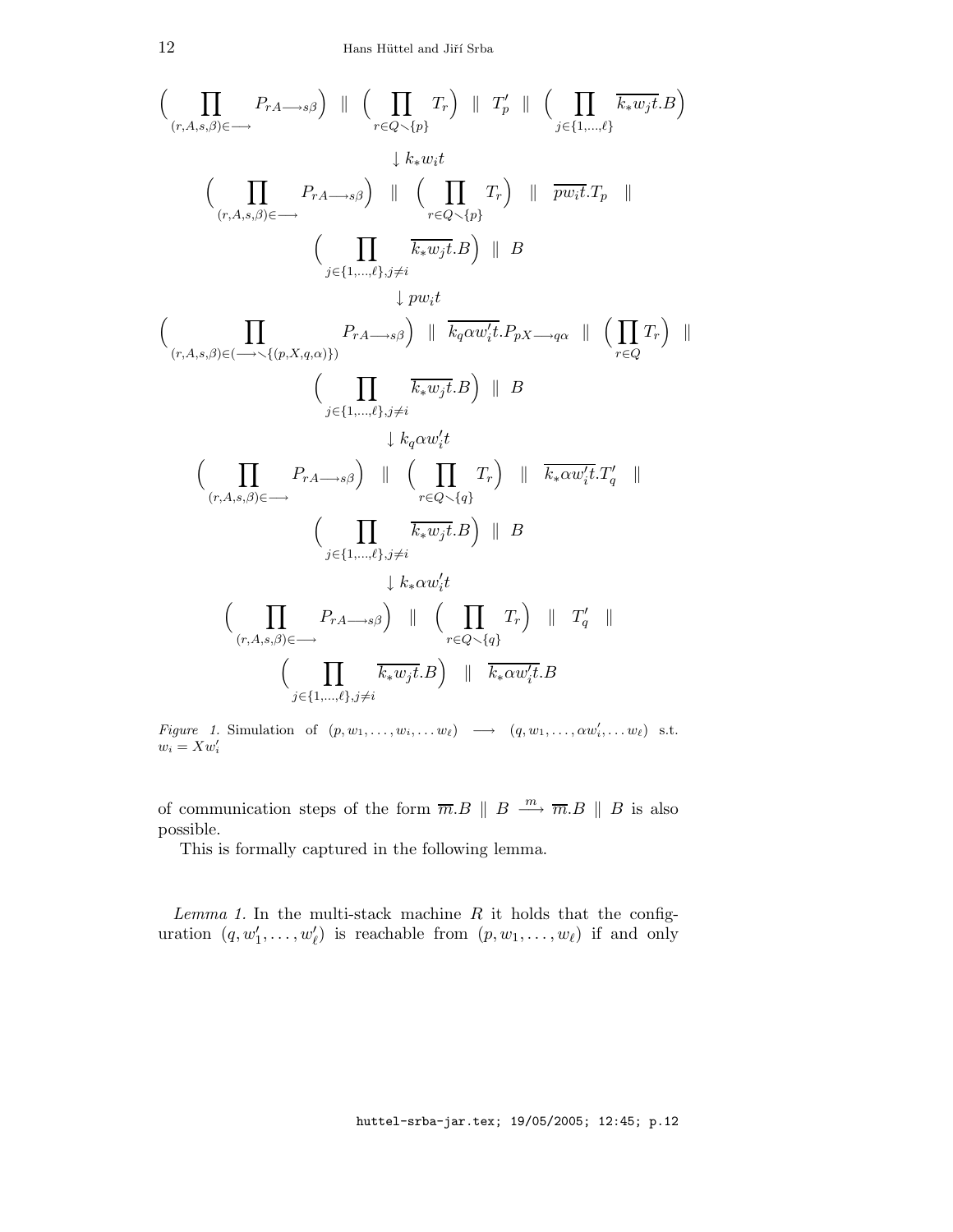$$\Big(\prod_{(r,A,s,\beta)\in\longrightarrow} P_{rA\longrightarrow s\beta}\Big) \;\|\; \Big(\prod_{r\in Q\smallsetminus\{p\}} T_r\Big) \;\|\; T'_p \;\|\; \Big(\prod_{j\in\{1,\ldots,\ell\}} \overline{k_* w_j t}.B\Big)$$

$$\downarrow k_* w_i t$$

$$\Big(\prod_{(r,A,s,\beta)\in\longrightarrow} P_{rA\longrightarrow s\beta}\Big) \;\|\; \Big(\prod_{r\in Q\smallsetminus\{p\}} T_r\Big) \;\|\; \overline{p w_i t}.T_p \;\|\; \Big(\prod_{j\in\{1,\ldots,\ell\},j\neq i} \overline{k_* w_j t}.B\Big) \;\|\; B$$

$$\downarrow p w_i t$$

$$\Big(\prod_{(r,A,s,\beta)\in(\longrightarrow\smallsetminus\{(p,X,q,\alpha)\})} P_{rA\longrightarrow s\beta}\Big) \;\|\; \overline{k_q \alpha w'_i t}.P_{pX\longrightarrow q\alpha} \;\|\; \Big(\prod_{r\in Q} T_r\Big) \;\|\; \Big(\prod_{j\in\{1,\ldots,\ell\},j\neq i} \overline{k_* w_j t}.B\Big) \;\|\; B$$

$$\downarrow k_q \alpha w'_i t$$

$$\Big(\prod_{(r,A,s,\beta)\in\longrightarrow} P_{rA\longrightarrow s\beta}\Big) \;\|\; \Big(\prod_{r\in Q\smallsetminus\{q\}} T_r\Big) \;\|\; \overline{k_* \alpha w'_i t}.T'_q \;\|\; \Big(\prod_{j\in\{1,\ldots,\ell\},j\neq i} \overline{k_* w_j t}.B\Big) \;\|\; B$$

$$\downarrow k_* \alpha w'_i t$$

$$\Big(\prod_{(r,A,s,\beta)\in\longrightarrow} P_{rA\longrightarrow s\beta}\Big) \;\|\; \Big(\prod_{r\in Q\smallsetminus\{q\}} T_r\Big) \;\|\; T'_q \;\|\; \Big(\prod_{j\in\{1,\ldots,\ell\},j\neq i} \overline{k_* w_j t}.B\Big) \;\|\; \overline{k_* \alpha w'_i t}.B$$

*Figure 1.* Simulation of $(p, w_1, \ldots, w_i, \ldots w_\ell) \longrightarrow (q, w_1, \ldots, \alpha w'_i, \ldots w_\ell)$ s.t. $w_i = X w'_i$

of communication steps of the form $\overline{m}.B \;\|\; B \xrightarrow{m} \overline{m}.B \;\|\; B$ is also possible.

This is formally captured in the following lemma.

*Lemma 1.* In the multi-stack machine $R$ it holds that the configuration $(q, w'_1, \ldots, w'_\ell)$ is reachable from $(p, w_1, \ldots, w_\ell)$ if and only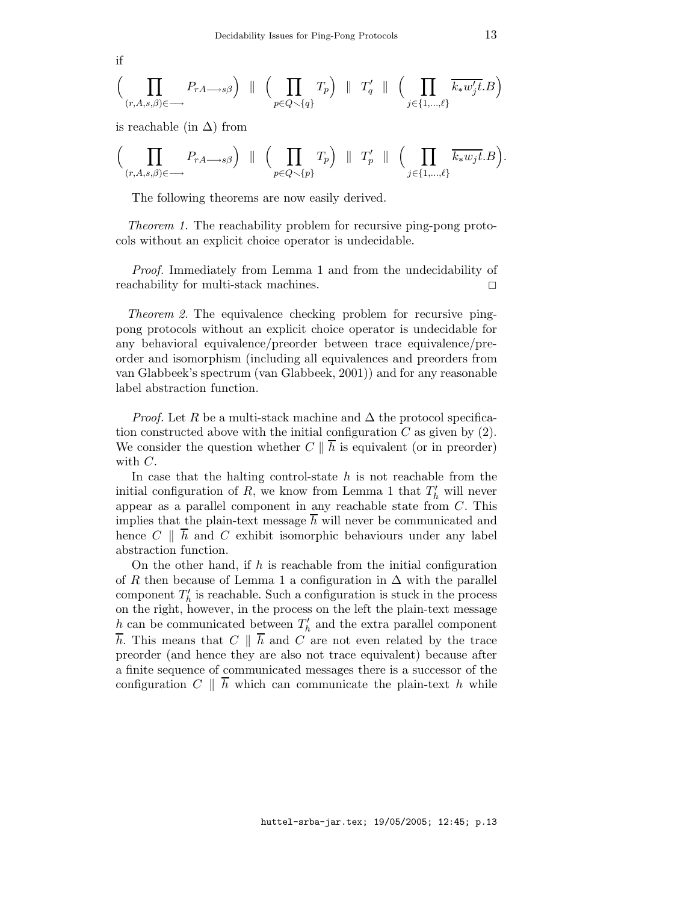if

$$\Big( \prod_{(r,A,s,\beta)\in\longrightarrow} P_{rA\longrightarrow s\beta} \Big) \;\|\; \Big( \prod_{p\in Q\smallsetminus\{q\}} T_p \Big) \;\|\; T'_q \;\|\; \Big( \prod_{j\in\{1,\ldots,\ell\}} \overline{k_* w'_j t}.B \Big)$$

is reachable (in $\Delta$) from

$$\Big( \prod_{(r,A,s,\beta)\in\longrightarrow} P_{rA\longrightarrow s\beta} \Big) \;\|\; \Big( \prod_{p\in Q\smallsetminus\{p\}} T_p \Big) \;\|\; T'_p \;\|\; \Big( \prod_{j\in\{1,\ldots,\ell\}} \overline{k_* w_j t}.B \Big).$$

The following theorems are now easily derived.

*Theorem 1.* The reachability problem for recursive ping-pong protocols without an explicit choice operator is undecidable.

*Proof.* Immediately from Lemma 1 and from the undecidability of reachability for multi-stack machines. □

*Theorem 2.* The equivalence checking problem for recursive ping-pong protocols without an explicit choice operator is undecidable for any behavioral equivalence/preorder between trace equivalence/preorder and isomorphism (including all equivalences and preorders from van Glabbeek's spectrum (van Glabbeek, 2001)) and for any reasonable label abstraction function.

*Proof.* Let $R$ be a multi-stack machine and $\Delta$ the protocol specification constructed above with the initial configuration $C$ as given by (2). We consider the question whether $C \parallel \overline{h}$ is equivalent (or in preorder) with $C$.

In case that the halting control-state $h$ is not reachable from the initial configuration of $R$, we know from Lemma 1 that $T'_h$ will never appear as a parallel component in any reachable state from $C$. This implies that the plain-text message $\overline{h}$ will never be communicated and hence $C \parallel \overline{h}$ and $C$ exhibit isomorphic behaviours under any label abstraction function.

On the other hand, if $h$ is reachable from the initial configuration of $R$ then because of Lemma 1 a configuration in $\Delta$ with the parallel component $T'_h$ is reachable. Such a configuration is stuck in the process on the right, however, in the process on the left the plain-text message $h$ can be communicated between $T'_h$ and the extra parallel component $\overline{h}$. This means that $C \parallel \overline{h}$ and $C$ are not even related by the trace preorder (and hence they are also not trace equivalent) because after a finite sequence of communicated messages there is a successor of the configuration $C \parallel \overline{h}$ which can communicate the plain-text $h$ while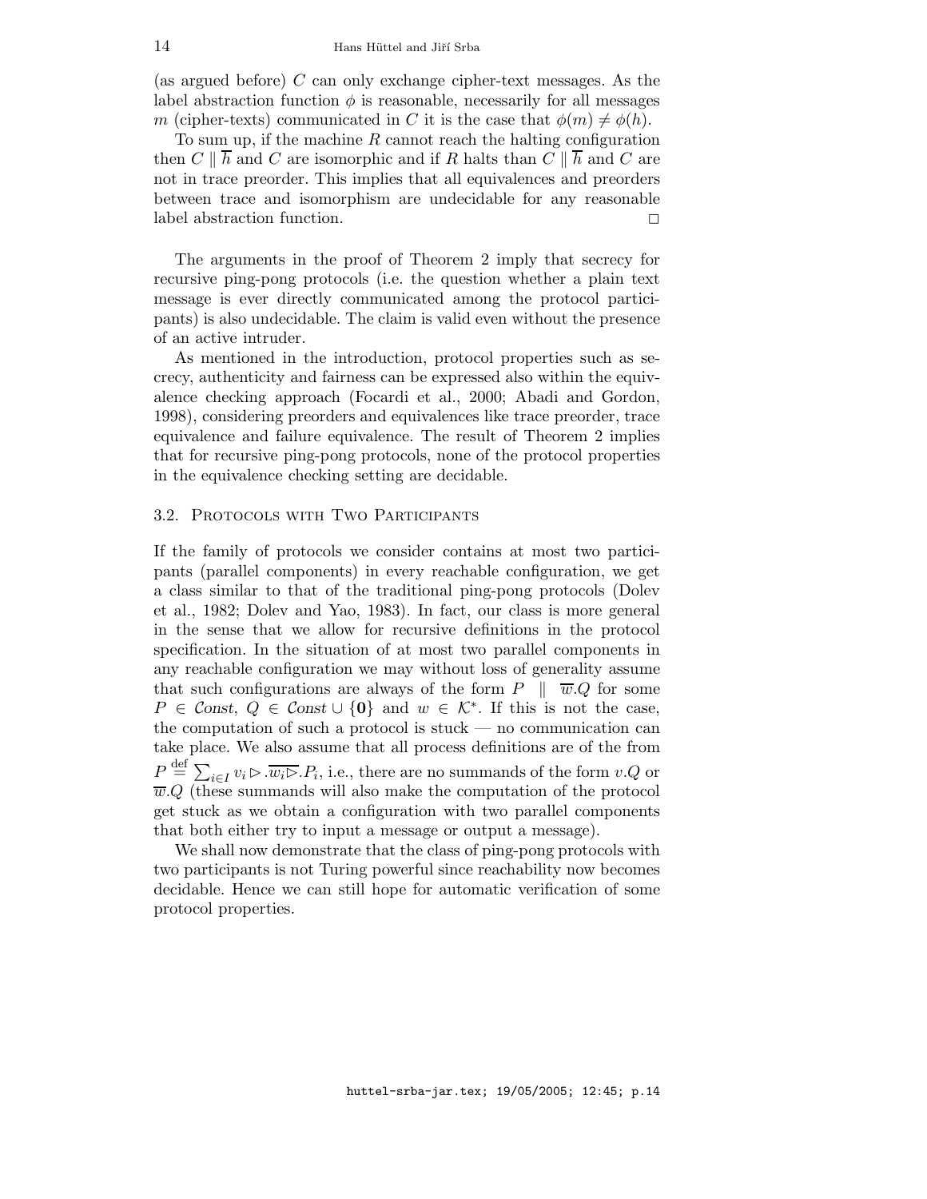(as argued before) $C$ can only exchange cipher-text messages. As the label abstraction function $\phi$ is reasonable, necessarily for all messages $m$ (cipher-texts) communicated in $C$ it is the case that $\phi(m) \neq \phi(h)$.

To sum up, if the machine $R$ cannot reach the halting configuration then $C \parallel \overline{h}$ and $C$ are isomorphic and if $R$ halts than $C \parallel \overline{h}$ and $C$ are not in trace preorder. This implies that all equivalences and preorders between trace and isomorphism are undecidable for any reasonable label abstraction function. $\square$

The arguments in the proof of Theorem 2 imply that secrecy for recursive ping-pong protocols (i.e. the question whether a plain text message is ever directly communicated among the protocol participants) is also undecidable. The claim is valid even without the presence of an active intruder.

As mentioned in the introduction, protocol properties such as secrecy, authenticity and fairness can be expressed also within the equivalence checking approach (Focardi et al., 2000; Abadi and Gordon, 1998), considering preorders and equivalences like trace preorder, trace equivalence and failure equivalence. The result of Theorem 2 implies that for recursive ping-pong protocols, none of the protocol properties in the equivalence checking setting are decidable.

## 3.2. Protocols with Two Participants

If the family of protocols we consider contains at most two participants (parallel components) in every reachable configuration, we get a class similar to that of the traditional ping-pong protocols (Dolev et al., 1982; Dolev and Yao, 1983). In fact, our class is more general in the sense that we allow for recursive definitions in the protocol specification. In the situation of at most two parallel components in any reachable configuration we may without loss of generality assume that such configurations are always of the form $P \parallel \overline{w}.Q$ for some $P \in \mathcal{C}onst$, $Q \in \mathcal{C}onst \cup \{\mathbf{0}\}$ and $w \in \mathcal{K}^*$. If this is not the case, the computation of such a protocol is stuck — no communication can take place. We also assume that all process definitions are of the from $P \stackrel{\text{def}}{=} \sum_{i \in I} v_i \triangleright .\overline{w_i \triangleright}.P_i$, i.e., there are no summands of the form $v.Q$ or $\overline{w}.Q$ (these summands will also make the computation of the protocol get stuck as we obtain a configuration with two parallel components that both either try to input a message or output a message).

We shall now demonstrate that the class of ping-pong protocols with two participants is not Turing powerful since reachability now becomes decidable. Hence we can still hope for automatic verification of some protocol properties.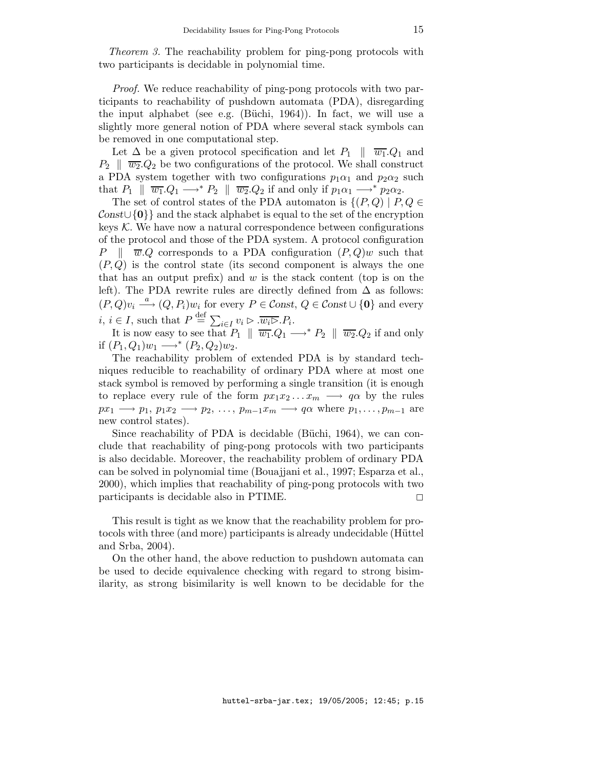*Theorem 3.* The reachability problem for ping-pong protocols with two participants is decidable in polynomial time.

*Proof.* We reduce reachability of ping-pong protocols with two participants to reachability of pushdown automata (PDA), disregarding the input alphabet (see e.g. (Büchi, 1964)). In fact, we will use a slightly more general notion of PDA where several stack symbols can be removed in one computational step.

Let $\Delta$ be a given protocol specification and let $P_1 \parallel \overline{w_1}.Q_1$ and $P_2 \parallel \overline{w_2}.Q_2$ be two configurations of the protocol. We shall construct a PDA system together with two configurations $p_1\alpha_1$ and $p_2\alpha_2$ such that $P_1 \parallel \overline{w_1}.Q_1 \longrightarrow^* P_2 \parallel \overline{w_2}.Q_2$ if and only if $p_1\alpha_1 \longrightarrow^* p_2\alpha_2$.

The set of control states of the PDA automaton is $\{(P,Q) \mid P,Q \in \mathcal{C}onst \cup \{\mathbf{0}\}\}$ and the stack alphabet is equal to the set of the encryption keys $\mathcal{K}$. We have now a natural correspondence between configurations of the protocol and those of the PDA system. A protocol configuration $P \parallel \overline{w}.Q$ corresponds to a PDA configuration $(P,Q)w$ such that $(P,Q)$ is the control state (its second component is always the one that has an output prefix) and $w$ is the stack content (top is on the left). The PDA rewrite rules are directly defined from $\Delta$ as follows: $(P,Q)v_i \xrightarrow{a} (Q,P_i)w_i$ for every $P \in \mathcal{C}onst$, $Q \in \mathcal{C}onst \cup \{\mathbf{0}\}$ and every $i$, $i \in I$, such that $P \stackrel{\text{def}}{=} \sum_{i\in I} v_i \rhd .\overline{w_i \rhd}.P_i$.

It is now easy to see that $P_1 \parallel \overline{w_1}.Q_1 \longrightarrow^* P_2 \parallel \overline{w_2}.Q_2$ if and only if $(P_1,Q_1)w_1 \longrightarrow^* (P_2,Q_2)w_2$.

The reachability problem of extended PDA is by standard techniques reducible to reachability of ordinary PDA where at most one stack symbol is removed by performing a single transition (it is enough to replace every rule of the form $px_1x_2\ldots x_m \longrightarrow q\alpha$ by the rules $px_1 \longrightarrow p_1$, $p_1x_2 \longrightarrow p_2$, $\ldots$, $p_{m-1}x_m \longrightarrow q\alpha$ where $p_1,\ldots,p_{m-1}$ are new control states).

Since reachability of PDA is decidable (Büchi, 1964), we can conclude that reachability of ping-pong protocols with two participants is also decidable. Moreover, the reachability problem of ordinary PDA can be solved in polynomial time (Bouajjani et al., 1997; Esparza et al., 2000), which implies that reachability of ping-pong protocols with two participants is decidable also in PTIME. $\square$

This result is tight as we know that the reachability problem for protocols with three (and more) participants is already undecidable (Hüttel and Srba, 2004).

On the other hand, the above reduction to pushdown automata can be used to decide equivalence checking with regard to strong bisimilarity, as strong bisimilarity is well known to be decidable for the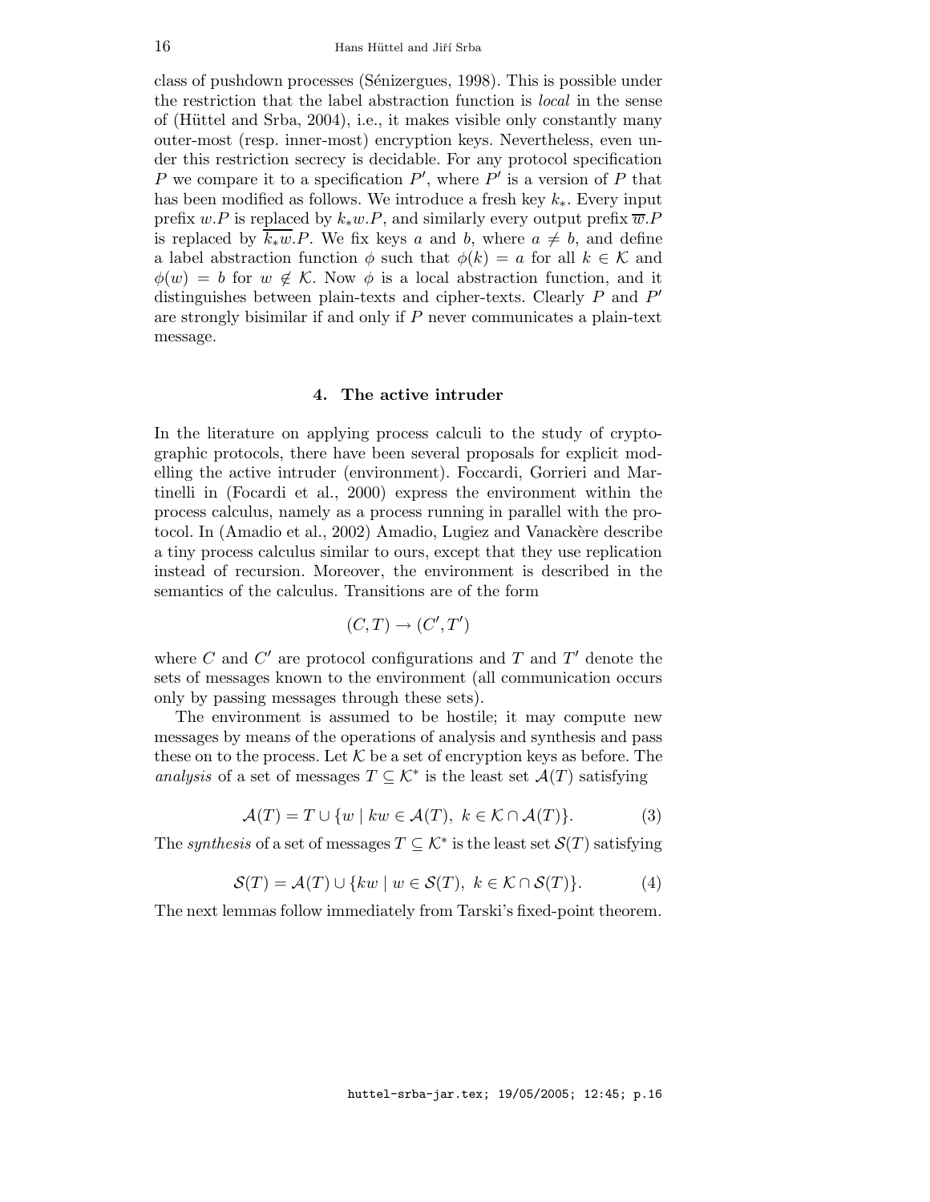class of pushdown processes (Sénizergues, 1998). This is possible under the restriction that the label abstraction function is *local* in the sense of (Hüttel and Srba, 2004), i.e., it makes visible only constantly many outer-most (resp. inner-most) encryption keys. Nevertheless, even under this restriction secrecy is decidable. For any protocol specification $P$ we compare it to a specification $P'$, where $P'$ is a version of $P$ that has been modified as follows. We introduce a fresh key $k_*$. Every input prefix $w.P$ is replaced by $k_*w.P$, and similarly every output prefix $\overline{w}.P$ is replaced by $\overline{k_*w}.P$. We fix keys $a$ and $b$, where $a \neq b$, and define a label abstraction function $\phi$ such that $\phi(k) = a$ for all $k \in \mathcal{K}$ and $\phi(w) = b$ for $w \notin \mathcal{K}$. Now $\phi$ is a local abstraction function, and it distinguishes between plain-texts and cipher-texts. Clearly $P$ and $P'$ are strongly bisimilar if and only if $P$ never communicates a plain-text message.

## 4. The active intruder

In the literature on applying process calculi to the study of cryptographic protocols, there have been several proposals for explicit modelling the active intruder (environment). Foccardi, Gorrieri and Martinelli in (Focardi et al., 2000) express the environment within the process calculus, namely as a process running in parallel with the protocol. In (Amadio et al., 2002) Amadio, Lugiez and Vanackère describe a tiny process calculus similar to ours, except that they use replication instead of recursion. Moreover, the environment is described in the semantics of the calculus. Transitions are of the form

$$(C, T) \to (C', T')$$

where $C$ and $C'$ are protocol configurations and $T$ and $T'$ denote the sets of messages known to the environment (all communication occurs only by passing messages through these sets).

The environment is assumed to be hostile; it may compute new messages by means of the operations of analysis and synthesis and pass these on to the process. Let $\mathcal{K}$ be a set of encryption keys as before. The *analysis* of a set of messages $T \subseteq \mathcal{K}^*$ is the least set $\mathcal{A}(T)$ satisfying

$$\mathcal{A}(T) = T \cup \{w \mid kw \in \mathcal{A}(T),\ k \in \mathcal{K} \cap \mathcal{A}(T)\}. \tag{3}$$

The *synthesis* of a set of messages $T \subseteq \mathcal{K}^*$ is the least set $\mathcal{S}(T)$ satisfying

$$\mathcal{S}(T) = \mathcal{A}(T) \cup \{kw \mid w \in \mathcal{S}(T),\ k \in \mathcal{K} \cap \mathcal{S}(T)\}. \tag{4}$$

The next lemmas follow immediately from Tarski's fixed-point theorem.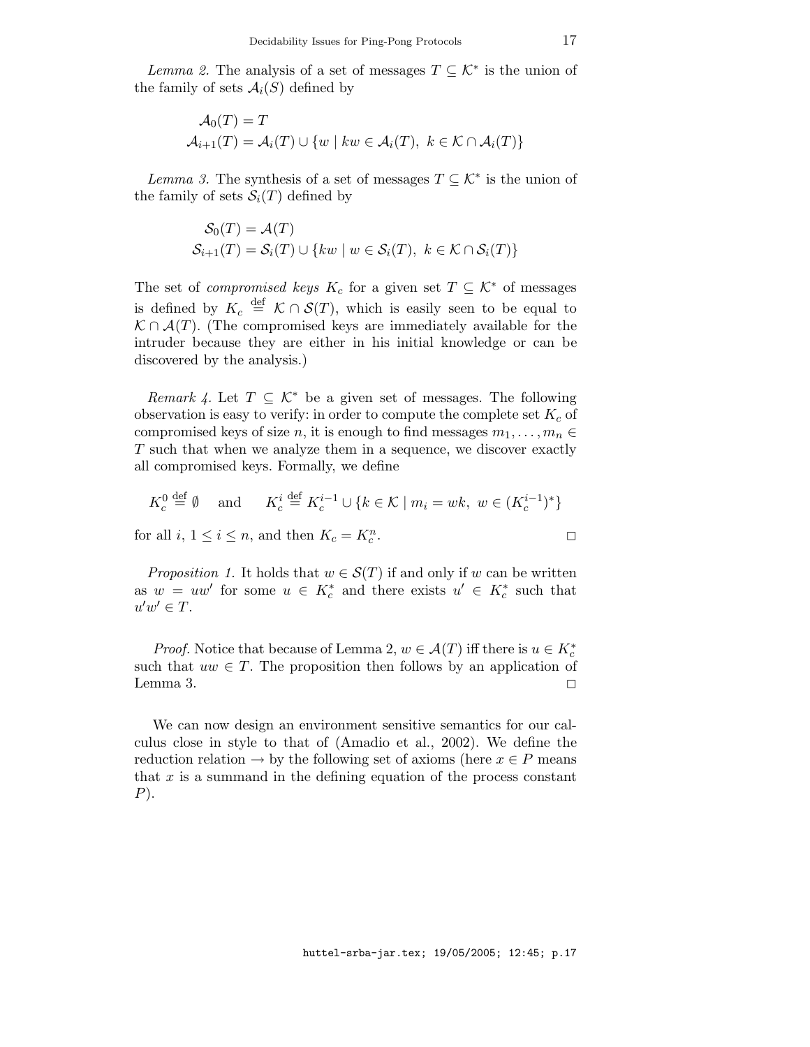*Lemma 2.* The analysis of a set of messages $T \subseteq \mathcal{K}^*$ is the union of the family of sets $\mathcal{A}_i(S)$ defined by

$$\mathcal{A}_0(T) = T$$
$$\mathcal{A}_{i+1}(T) = \mathcal{A}_i(T) \cup \{w \mid kw \in \mathcal{A}_i(T),\ k \in \mathcal{K} \cap \mathcal{A}_i(T)\}$$

*Lemma 3.* The synthesis of a set of messages $T \subseteq \mathcal{K}^*$ is the union of the family of sets $\mathcal{S}_i(T)$ defined by

$$\mathcal{S}_0(T) = \mathcal{A}(T)$$
$$\mathcal{S}_{i+1}(T) = \mathcal{S}_i(T) \cup \{kw \mid w \in \mathcal{S}_i(T),\ k \in \mathcal{K} \cap \mathcal{S}_i(T)\}$$

The set of *compromised keys* $K_c$ for a given set $T \subseteq \mathcal{K}^*$ of messages is defined by $K_c \stackrel{\text{def}}{=} \mathcal{K} \cap \mathcal{S}(T)$, which is easily seen to be equal to $\mathcal{K} \cap \mathcal{A}(T)$. (The compromised keys are immediately available for the intruder because they are either in his initial knowledge or can be discovered by the analysis.)

*Remark 4.* Let $T \subseteq \mathcal{K}^*$ be a given set of messages. The following observation is easy to verify: in order to compute the complete set $K_c$ of compromised keys of size $n$, it is enough to find messages $m_1, \ldots, m_n \in T$ such that when we analyze them in a sequence, we discover exactly all compromised keys. Formally, we define

$$K_c^0 \stackrel{\text{def}}{=} \emptyset \quad \text{and} \quad K_c^i \stackrel{\text{def}}{=} K_c^{i-1} \cup \{k \in \mathcal{K} \mid m_i = wk,\ w \in (K_c^{i-1})^*\}$$

for all $i$, $1 \leq i \leq n$, and then $K_c = K_c^n$. □

*Proposition 1.* It holds that $w \in \mathcal{S}(T)$ if and only if $w$ can be written as $w = uw'$ for some $u \in K_c^*$ and there exists $u' \in K_c^*$ such that $u'w' \in T$.

*Proof.* Notice that because of Lemma 2, $w \in \mathcal{A}(T)$ iff there is $u \in K_c^*$ such that $uw \in T$. The proposition then follows by an application of Lemma 3. □

We can now design an environment sensitive semantics for our calculus close in style to that of (Amadio et al., 2002). We define the reduction relation $\rightarrow$ by the following set of axioms (here $x \in P$ means that $x$ is a summand in the defining equation of the process constant $P$).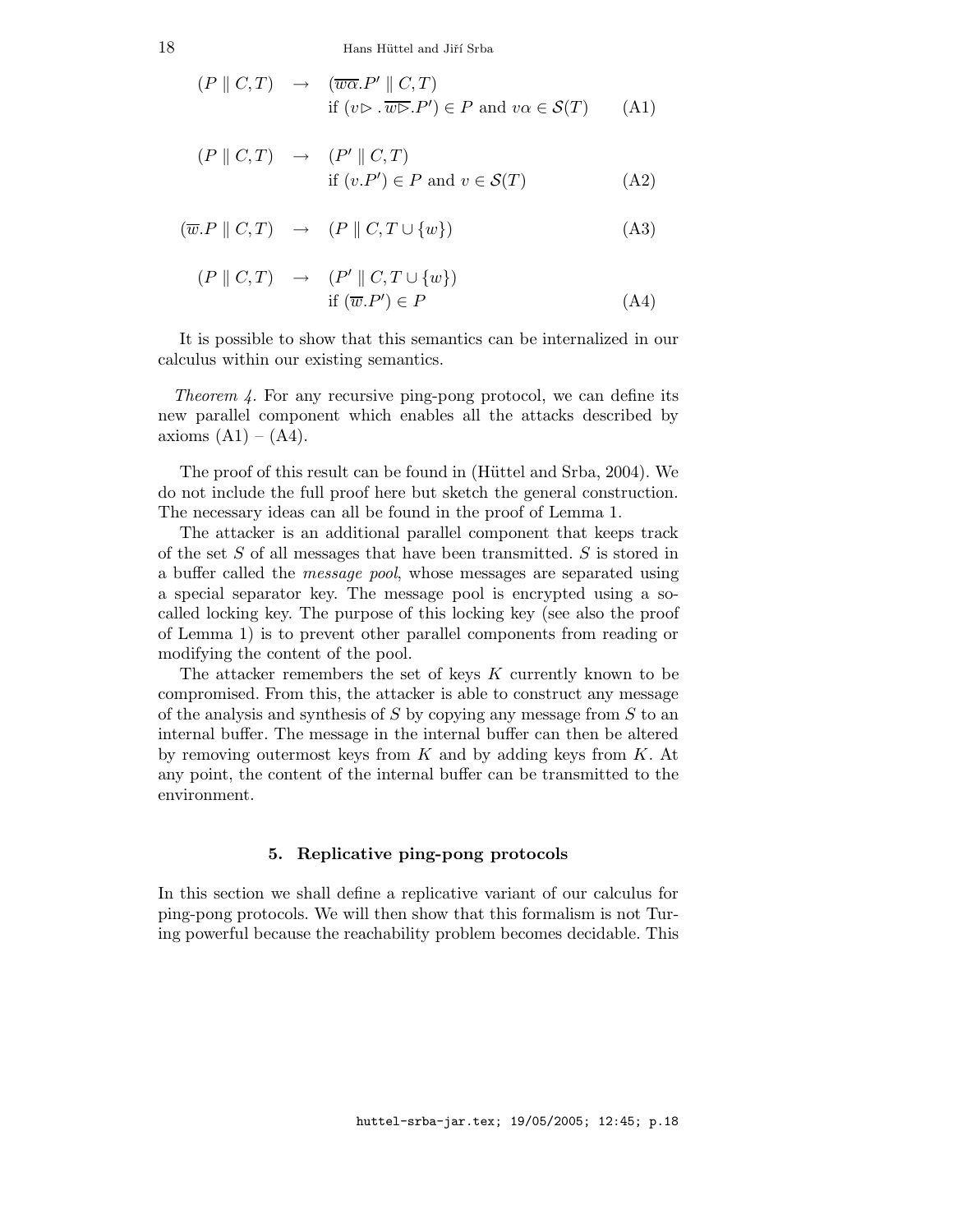$$(P \parallel C, T) \quad \rightarrow \quad (\overline{w\alpha}.P' \parallel C, T)$$
$$\text{if } (v\triangleright . \overline{w\triangleright}.P') \in P \text{ and } v\alpha \in \mathcal{S}(T) \qquad \text{(A1)}$$

$$(P \parallel C, T) \quad \rightarrow \quad (P' \parallel C, T)$$
$$\text{if } (v.P') \in P \text{ and } v \in \mathcal{S}(T) \qquad \text{(A2)}$$

$$(\overline{w}.P \parallel C, T) \quad \rightarrow \quad (P \parallel C, T \cup \{w\}) \qquad \text{(A3)}$$

$$(P \parallel C, T) \quad \rightarrow \quad (P' \parallel C, T \cup \{w\})$$
$$\text{if } (\overline{w}.P') \in P \qquad \text{(A4)}$$

It is possible to show that this semantics can be internalized in our calculus within our existing semantics.

*Theorem 4.* For any recursive ping-pong protocol, we can define its new parallel component which enables all the attacks described by axioms (A1) – (A4).

The proof of this result can be found in (Hüttel and Srba, 2004). We do not include the full proof here but sketch the general construction. The necessary ideas can all be found in the proof of Lemma 1.

The attacker is an additional parallel component that keeps track of the set $S$ of all messages that have been transmitted. $S$ is stored in a buffer called the *message pool*, whose messages are separated using a special separator key. The message pool is encrypted using a so-called locking key. The purpose of this locking key (see also the proof of Lemma 1) is to prevent other parallel components from reading or modifying the content of the pool.

The attacker remembers the set of keys $K$ currently known to be compromised. From this, the attacker is able to construct any message of the analysis and synthesis of $S$ by copying any message from $S$ to an internal buffer. The message in the internal buffer can then be altered by removing outermost keys from $K$ and by adding keys from $K$. At any point, the content of the internal buffer can be transmitted to the environment.

## 5. Replicative ping-pong protocols

In this section we shall define a replicative variant of our calculus for ping-pong protocols. We will then show that this formalism is not Turing powerful because the reachability problem becomes decidable. This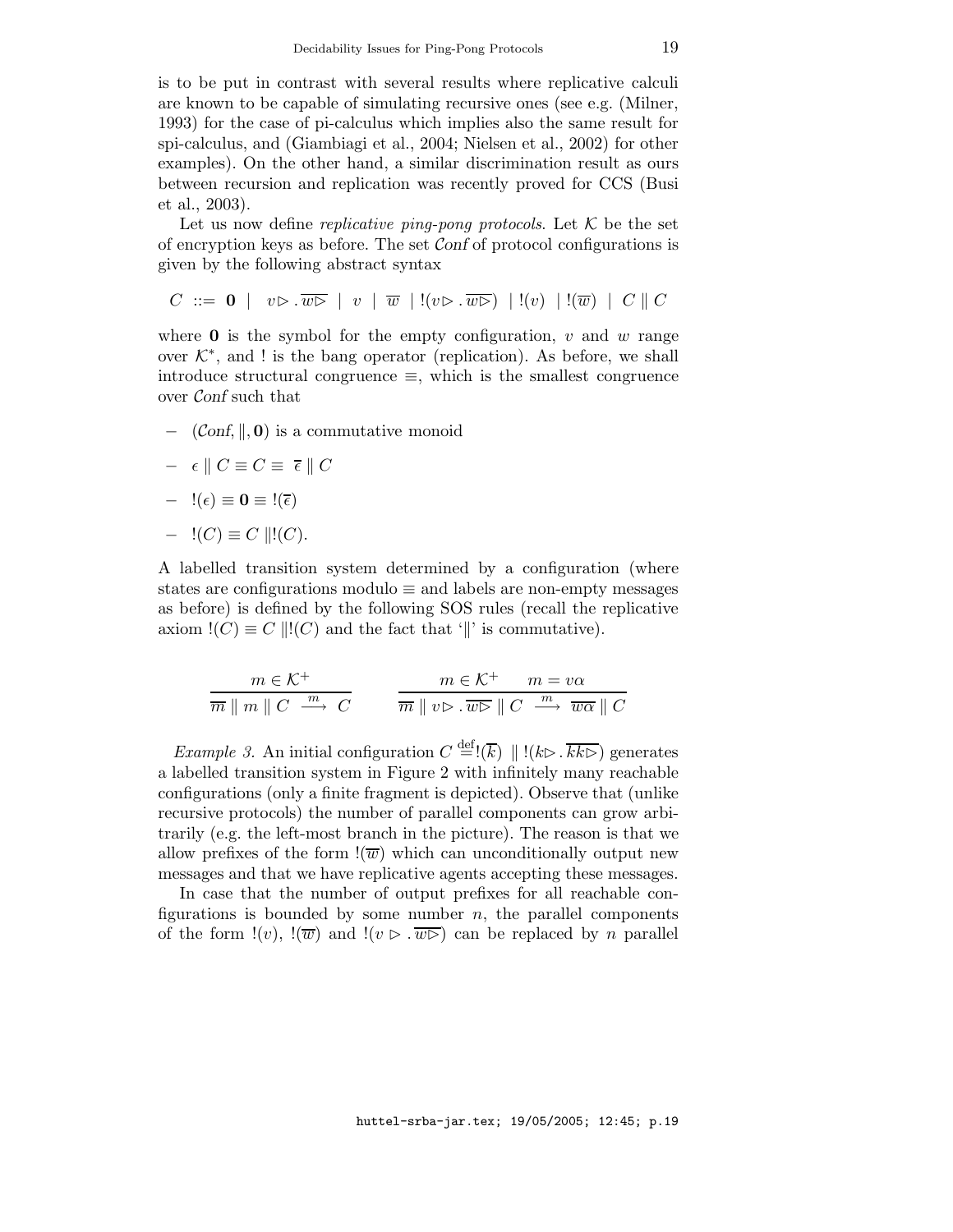is to be put in contrast with several results where replicative calculi are known to be capable of simulating recursive ones (see e.g. (Milner, 1993) for the case of pi-calculus which implies also the same result for spi-calculus, and (Giambiagi et al., 2004; Nielsen et al., 2002) for other examples). On the other hand, a similar discrimination result as ours between recursion and replication was recently proved for CCS (Busi et al., 2003).

Let us now define *replicative ping-pong protocols*. Let $\mathcal{K}$ be the set of encryption keys as before. The set $\mathcal{C}onf$ of protocol configurations is given by the following abstract syntax

$$C \ ::= \ \mathbf{0} \ \mid \ v\triangleright . \overline{w\triangleright} \ \mid \ v \ \mid \ \overline{w} \ \mid !(v\triangleright . \overline{w\triangleright}) \ \mid !(v) \ \mid !(\overline{w}) \ \mid \ C \parallel C$$

where $\mathbf{0}$ is the symbol for the empty configuration, $v$ and $w$ range over $\mathcal{K}^*$, and ! is the bang operator (replication). As before, we shall introduce structural congruence $\equiv$, which is the smallest congruence over $\mathcal{C}onf$ such that

- $(\mathcal{C}onf, \parallel, \mathbf{0})$ is a commutative monoid
- $\epsilon \parallel C \equiv C \equiv \ \overline{\epsilon} \parallel C$
- $!(\epsilon) \equiv \mathbf{0} \equiv !(\overline{\epsilon})$
- $!(C) \equiv C \parallel !(C)$.

A labelled transition system determined by a configuration (where states are configurations modulo $\equiv$ and labels are non-empty messages as before) is defined by the following SOS rules (recall the replicative axiom $!(C) \equiv C \parallel!(C)$ and the fact that '$\parallel$' is commutative).

$$\frac{m \in \mathcal{K}^+}{\overline{m} \parallel m \parallel C \ \stackrel{m}{\longrightarrow} \ C} \qquad \frac{m \in \mathcal{K}^+ \qquad m = v\alpha}{\overline{m} \parallel v\triangleright . \overline{w\triangleright} \parallel C \ \stackrel{m}{\longrightarrow} \ \overline{w\alpha} \parallel C}$$

*Example 3.* An initial configuration $C \stackrel{\text{def}}{=} !(\overline{k}) \ \parallel !(k\triangleright . \overline{kk\triangleright})$ generates a labelled transition system in Figure 2 with infinitely many reachable configurations (only a finite fragment is depicted). Observe that (unlike recursive protocols) the number of parallel components can grow arbitrarily (e.g. the left-most branch in the picture). The reason is that we allow prefixes of the form $!(\overline{w})$ which can unconditionally output new messages and that we have replicative agents accepting these messages.

In case that the number of output prefixes for all reachable configurations is bounded by some number $n$, the parallel components of the form $!(v)$, $!(\overline{w})$ and $!(v \triangleright . \overline{w\triangleright})$ can be replaced by $n$ parallel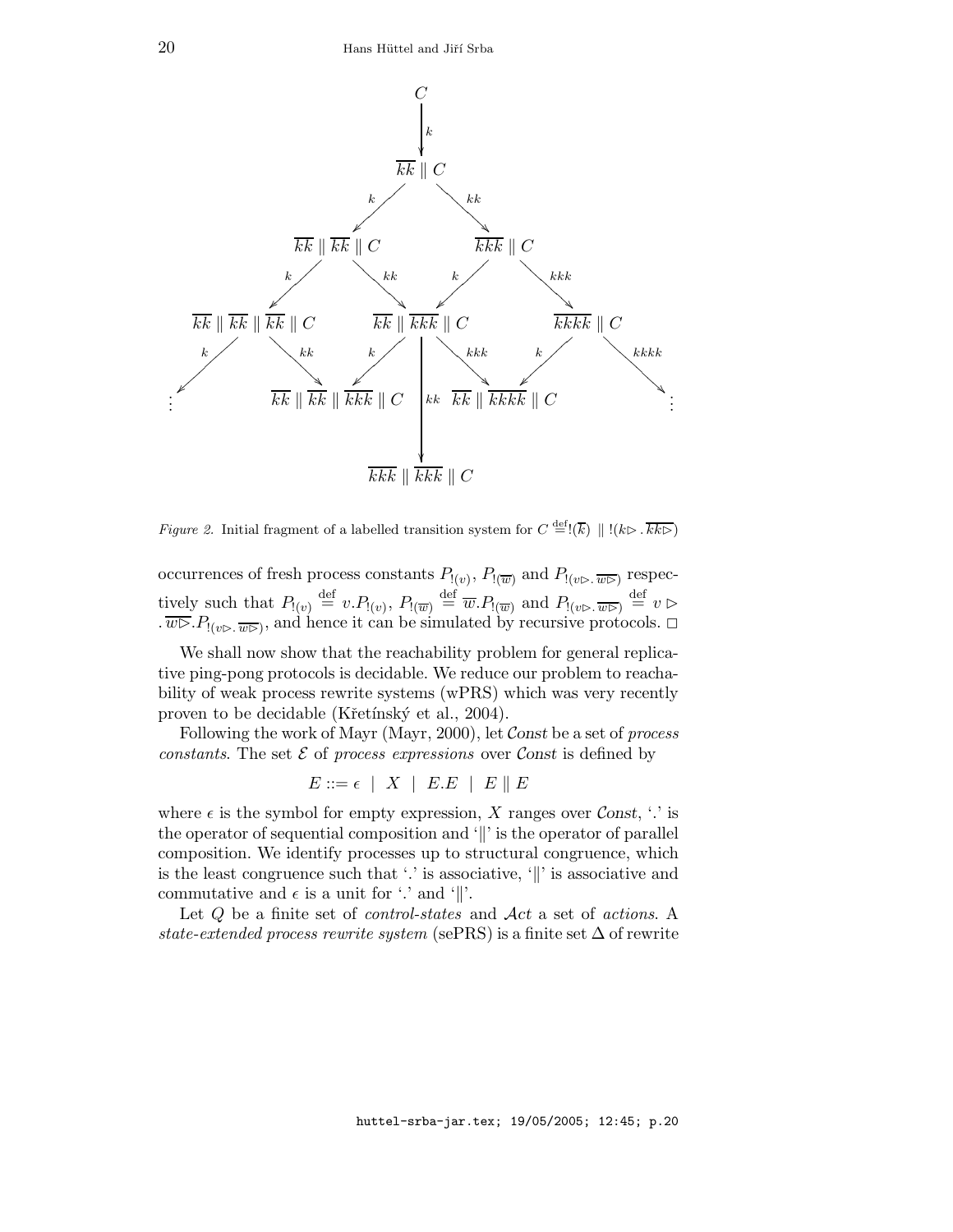*Figure 2.* Initial fragment of a labelled transition system for $C \stackrel{\text{def}}{=} !(\overline{k}) \parallel !(k\triangleright . \overline{kk\triangleright})$

occurrences of fresh process constants $P_{!(v)}$, $P_{!(\overline{w})}$ and $P_{!(v\triangleright . \overline{w\triangleright})}$ respectively such that $P_{!(v)} \stackrel{\text{def}}{=} v.P_{!(v)}$, $P_{!(\overline{w})} \stackrel{\text{def}}{=} \overline{w}.P_{!(\overline{w})}$ and $P_{!(v\triangleright . \overline{w\triangleright})} \stackrel{\text{def}}{=} v \triangleright . \overline{w\triangleright}.P_{!(v\triangleright . \overline{w\triangleright})}$, and hence it can be simulated by recursive protocols. $\square$

We shall now show that the reachability problem for general replicative ping-pong protocols is decidable. We reduce our problem to reachability of weak process rewrite systems (wPRS) which was very recently proven to be decidable (Křetínský et al., 2004).

Following the work of Mayr (Mayr, 2000), let $\mathcal{C}onst$ be a set of *process constants*. The set $\mathcal{E}$ of *process expressions* over $\mathcal{C}onst$ is defined by

$$E ::= \epsilon \ \mid \ X \ \mid \ E.E \ \mid \ E \parallel E$$

where $\epsilon$ is the symbol for empty expression, $X$ ranges over $\mathcal{C}onst$, '.' is the operator of sequential composition and '$\parallel$' is the operator of parallel composition. We identify processes up to structural congruence, which is the least congruence such that '.' is associative, '$\parallel$' is associative and commutative and $\epsilon$ is a unit for '.' and '$\parallel$'.

Let $Q$ be a finite set of *control-states* and $\mathcal{A}ct$ a set of *actions*. A *state-extended process rewrite system* (sePRS) is a finite set $\Delta$ of rewrite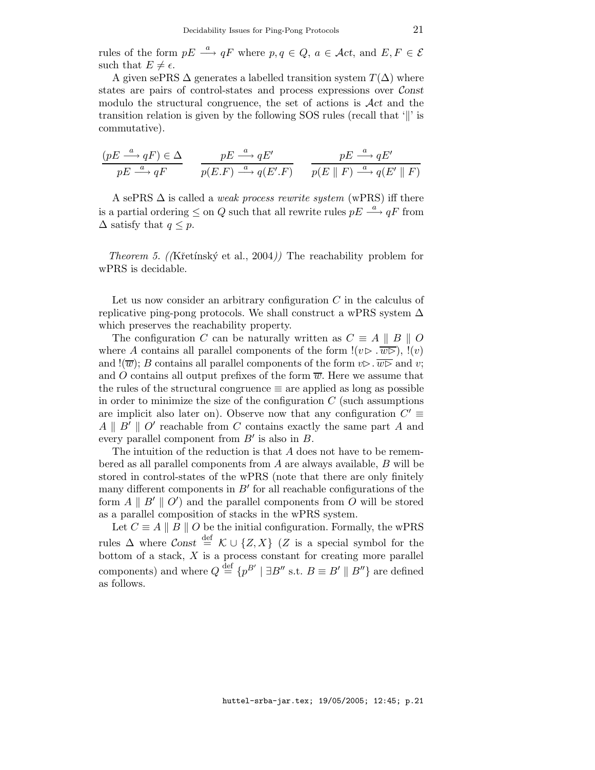rules of the form $pE \stackrel{a}{\longrightarrow} qF$ where $p, q \in Q$, $a \in \mathcal{A}ct$, and $E, F \in \mathcal{E}$ such that $E \neq \epsilon$.

A given sePRS $\Delta$ generates a labelled transition system $T(\Delta)$ where states are pairs of control-states and process expressions over $\mathcal{C}onst$ modulo the structural congruence, the set of actions is $\mathcal{A}ct$ and the transition relation is given by the following SOS rules (recall that '$\|$' is commutative).

$$\frac{(pE \stackrel{a}{\longrightarrow} qF) \in \Delta}{pE \stackrel{a}{\longrightarrow} qF} \qquad \frac{pE \stackrel{a}{\longrightarrow} qE'}{p(E.F) \stackrel{a}{\longrightarrow} q(E'.F)} \qquad \frac{pE \stackrel{a}{\longrightarrow} qE'}{p(E \parallel F) \stackrel{a}{\longrightarrow} q(E' \parallel F)}$$

A sePRS $\Delta$ is called a *weak process rewrite system* (wPRS) iff there is a partial ordering $\leq$ on $Q$ such that all rewrite rules $pE \stackrel{a}{\longrightarrow} qF$ from $\Delta$ satisfy that $q \leq p$.

*Theorem 5. (*(Křetínský et al., 2004)*)* The reachability problem for wPRS is decidable.

Let us now consider an arbitrary configuration $C$ in the calculus of replicative ping-pong protocols. We shall construct a wPRS system $\Delta$ which preserves the reachability property.

The configuration $C$ can be naturally written as $C \equiv A \parallel B \parallel O$ where $A$ contains all parallel components of the form $!(v\triangleright . \overline{w\triangleright})$, $!(v)$ and $!(\overline{w})$; $B$ contains all parallel components of the form $v\triangleright . \overline{w\triangleright}$ and $v$; and $O$ contains all output prefixes of the form $\overline{w}$. Here we assume that the rules of the structural congruence $\equiv$ are applied as long as possible in order to minimize the size of the configuration $C$ (such assumptions are implicit also later on). Observe now that any configuration $C' \equiv A \parallel B' \parallel O'$ reachable from $C$ contains exactly the same part $A$ and every parallel component from $B'$ is also in $B$.

The intuition of the reduction is that $A$ does not have to be remembered as all parallel components from $A$ are always available, $B$ will be stored in control-states of the wPRS (note that there are only finitely many different components in $B'$ for all reachable configurations of the form $A \parallel B' \parallel O'$) and the parallel components from $O$ will be stored as a parallel composition of stacks in the wPRS system.

Let $C \equiv A \parallel B \parallel O$ be the initial configuration. Formally, the wPRS rules $\Delta$ where $\mathcal{C}onst \stackrel{\text{def}}{=} \mathcal{K} \cup \{Z, X\}$ ($Z$ is a special symbol for the bottom of a stack, $X$ is a process constant for creating more parallel components) and where $Q \stackrel{\text{def}}{=} \{p^{B'} \mid \exists B'' \text{ s.t. } B \equiv B' \parallel B''\}$ are defined as follows.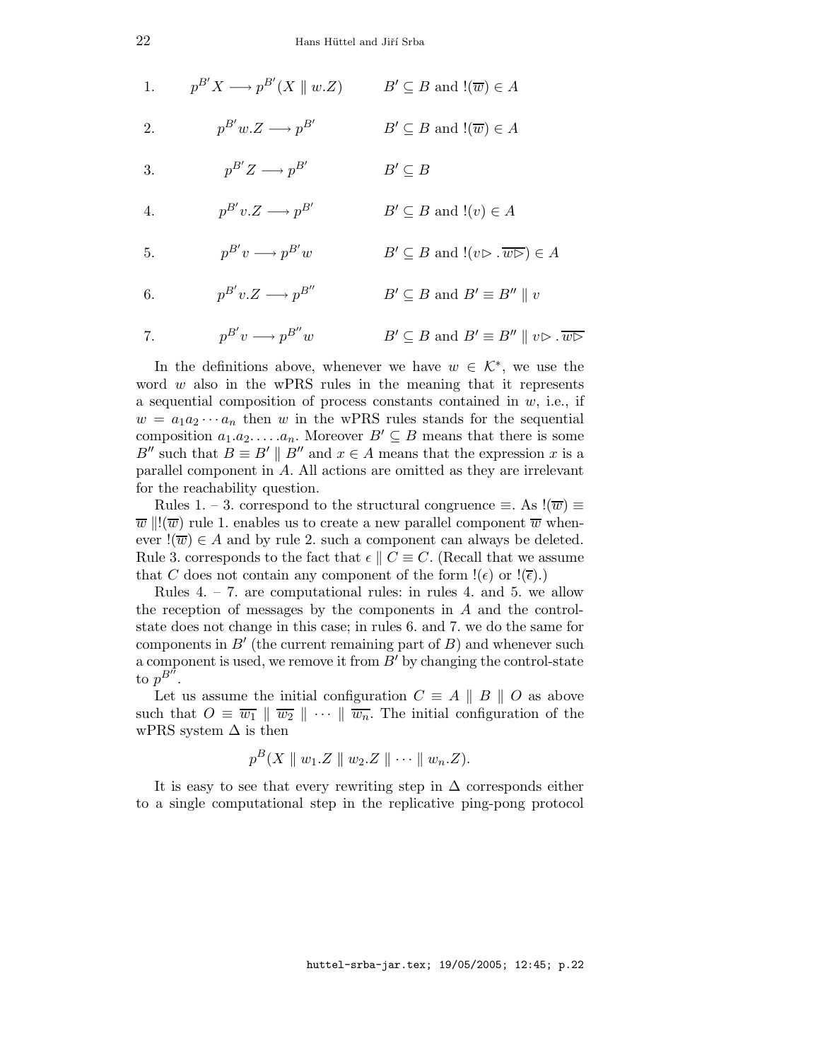1. $p^{B'}X \longrightarrow p^{B'}(X \parallel w.Z)$  $B' \subseteq B$ and $!(\overline{w}) \in A$

2. $p^{B'}w.Z \longrightarrow p^{B'}$  $B' \subseteq B$ and $!(\overline{w}) \in A$

3. $p^{B'}Z \longrightarrow p^{B'}$  $B' \subseteq B$

4. $p^{B'}v.Z \longrightarrow p^{B'}$  $B' \subseteq B$ and $!(v) \in A$

5. $p^{B'}v \longrightarrow p^{B'}w$  $B' \subseteq B$ and $!(v\triangleright . \overline{w\triangleright}) \in A$

6. $p^{B'}v.Z \longrightarrow p^{B''}$  $B' \subseteq B$ and $B' \equiv B'' \parallel v$

7. $p^{B'}v \longrightarrow p^{B''}w$  $B' \subseteq B$ and $B' \equiv B'' \parallel v\triangleright . \overline{w\triangleright}$

In the definitions above, whenever we have $w \in \mathcal{K}^*$, we use the word $w$ also in the wPRS rules in the meaning that it represents a sequential composition of process constants contained in $w$, i.e., if $w = a_1 a_2 \cdots a_n$ then $w$ in the wPRS rules stands for the sequential composition $a_1.a_2.\ldots.a_n$. Moreover $B' \subseteq B$ means that there is some $B''$ such that $B \equiv B' \parallel B''$ and $x \in A$ means that the expression $x$ is a parallel component in $A$. All actions are omitted as they are irrelevant for the reachability question.

Rules 1. – 3. correspond to the structural congruence $\equiv$. As $!(\overline{w}) \equiv \overline{w} \parallel !(\overline{w})$ rule 1. enables us to create a new parallel component $\overline{w}$ whenever $!(\overline{w}) \in A$ and by rule 2. such a component can always be deleted. Rule 3. corresponds to the fact that $\epsilon \parallel C \equiv C$. (Recall that we assume that $C$ does not contain any component of the form $!(\epsilon)$ or $!(\overline{\epsilon})$.)

Rules 4. – 7. are computational rules: in rules 4. and 5. we allow the reception of messages by the components in $A$ and the control-state does not change in this case; in rules 6. and 7. we do the same for components in $B'$ (the current remaining part of $B$) and whenever such a component is used, we remove it from $B'$ by changing the control-state to $p^{B''}$.

Let us assume the initial configuration $C \equiv A \parallel B \parallel O$ as above such that $O \equiv \overline{w_1} \parallel \overline{w_2} \parallel \cdots \parallel \overline{w_n}$. The initial configuration of the wPRS system $\Delta$ is then

$$p^B(X \parallel w_1.Z \parallel w_2.Z \parallel \cdots \parallel w_n.Z).$$

It is easy to see that every rewriting step in $\Delta$ corresponds either to a single computational step in the replicative ping-pong protocol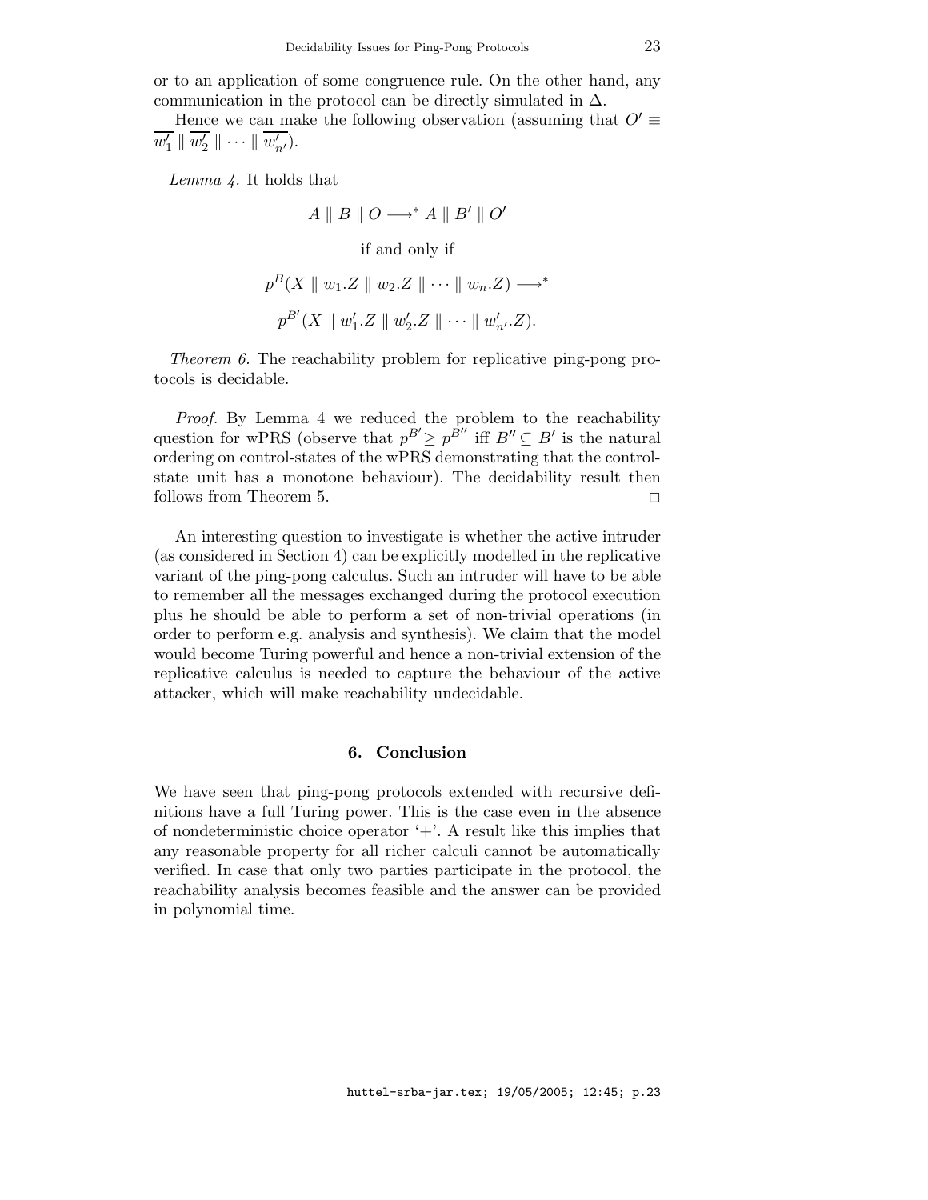or to an application of some congruence rule. On the other hand, any communication in the protocol can be directly simulated in $\Delta$.

Hence we can make the following observation (assuming that $O' \equiv \overline{w'_1} \parallel \overline{w'_2} \parallel \cdots \parallel \overline{w'_{n'}}$).

*Lemma 4.* It holds that

$$A \parallel B \parallel O \longrightarrow^* A \parallel B' \parallel O'$$

if and only if

$$p^B(X \parallel w_1.Z \parallel w_2.Z \parallel \cdots \parallel w_n.Z) \longrightarrow^*$$

$$p^{B'}(X \parallel w'_1.Z \parallel w'_2.Z \parallel \cdots \parallel w'_{n'}.Z).$$

*Theorem 6.* The reachability problem for replicative ping-pong protocols is decidable.

*Proof.* By Lemma 4 we reduced the problem to the reachability question for wPRS (observe that $p^{B'} \geq p^{B''}$ iff $B'' \subseteq B'$ is the natural ordering on control-states of the wPRS demonstrating that the control-state unit has a monotone behaviour). The decidability result then follows from Theorem 5. □

An interesting question to investigate is whether the active intruder (as considered in Section 4) can be explicitly modelled in the replicative variant of the ping-pong calculus. Such an intruder will have to be able to remember all the messages exchanged during the protocol execution plus he should be able to perform a set of non-trivial operations (in order to perform e.g. analysis and synthesis). We claim that the model would become Turing powerful and hence a non-trivial extension of the replicative calculus is needed to capture the behaviour of the active attacker, which will make reachability undecidable.

## 6. Conclusion

We have seen that ping-pong protocols extended with recursive definitions have a full Turing power. This is the case even in the absence of nondeterministic choice operator '+'. A result like this implies that any reasonable property for all richer calculi cannot be automatically verified. In case that only two parties participate in the protocol, the reachability analysis becomes feasible and the answer can be provided in polynomial time.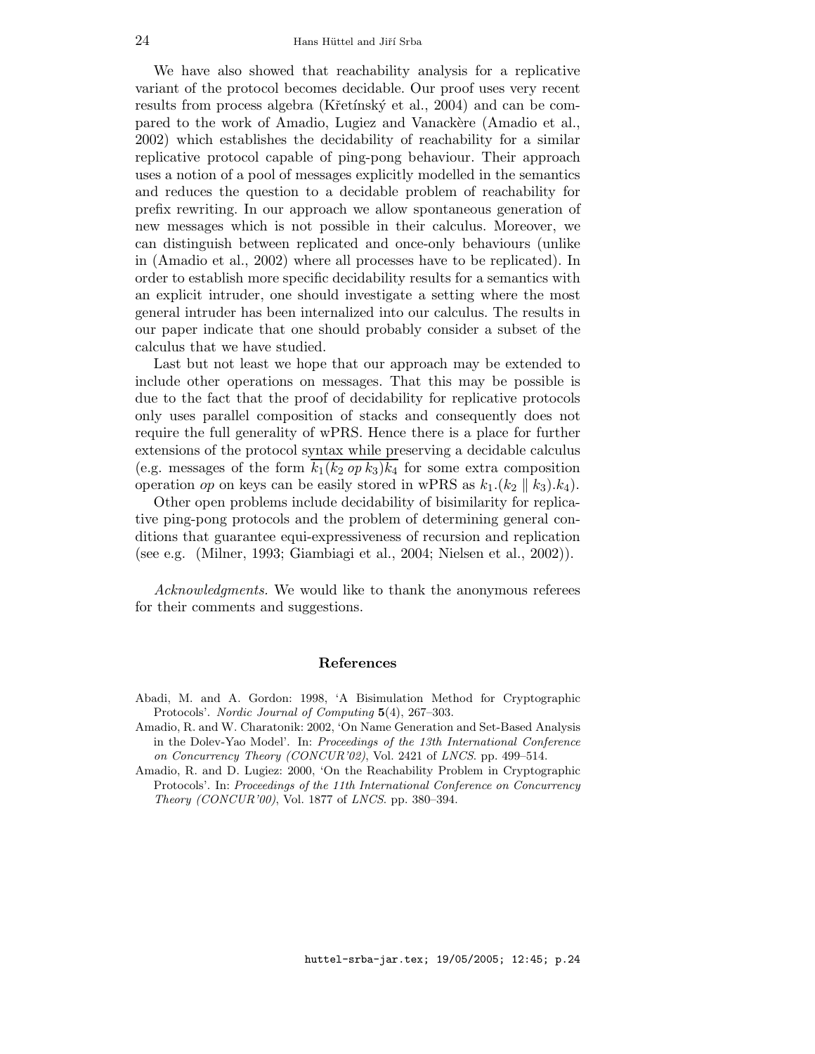We have also showed that reachability analysis for a replicative variant of the protocol becomes decidable. Our proof uses very recent results from process algebra (Křetínský et al., 2004) and can be compared to the work of Amadio, Lugiez and Vanackère (Amadio et al., 2002) which establishes the decidability of reachability for a similar replicative protocol capable of ping-pong behaviour. Their approach uses a notion of a pool of messages explicitly modelled in the semantics and reduces the question to a decidable problem of reachability for prefix rewriting. In our approach we allow spontaneous generation of new messages which is not possible in their calculus. Moreover, we can distinguish between replicated and once-only behaviours (unlike in (Amadio et al., 2002) where all processes have to be replicated). In order to establish more specific decidability results for a semantics with an explicit intruder, one should investigate a setting where the most general intruder has been internalized into our calculus. The results in our paper indicate that one should probably consider a subset of the calculus that we have studied.

Last but not least we hope that our approach may be extended to include other operations on messages. That this may be possible is due to the fact that the proof of decidability for replicative protocols only uses parallel composition of stacks and consequently does not require the full generality of wPRS. Hence there is a place for further extensions of the protocol syntax while preserving a decidable calculus (e.g. messages of the form $\overline{k_1(k_2 \; op \; k_3)k_4}$ for some extra composition operation *op* on keys can be easily stored in wPRS as $k_1.(k_2 \parallel k_3).k_4$).

Other open problems include decidability of bisimilarity for replicative ping-pong protocols and the problem of determining general conditions that guarantee equi-expressiveness of recursion and replication (see e.g. (Milner, 1993; Giambiagi et al., 2004; Nielsen et al., 2002)).

*Acknowledgments.* We would like to thank the anonymous referees for their comments and suggestions.

## References

Abadi, M. and A. Gordon: 1998, 'A Bisimulation Method for Cryptographic Protocols'. *Nordic Journal of Computing* **5**(4), 267–303.

Amadio, R. and W. Charatonik: 2002, 'On Name Generation and Set-Based Analysis in the Dolev-Yao Model'. In: *Proceedings of the 13th International Conference on Concurrency Theory (CONCUR'02)*, Vol. 2421 of *LNCS*. pp. 499–514.

Amadio, R. and D. Lugiez: 2000, 'On the Reachability Problem in Cryptographic Protocols'. In: *Proceedings of the 11th International Conference on Concurrency Theory (CONCUR'00)*, Vol. 1877 of *LNCS*. pp. 380–394.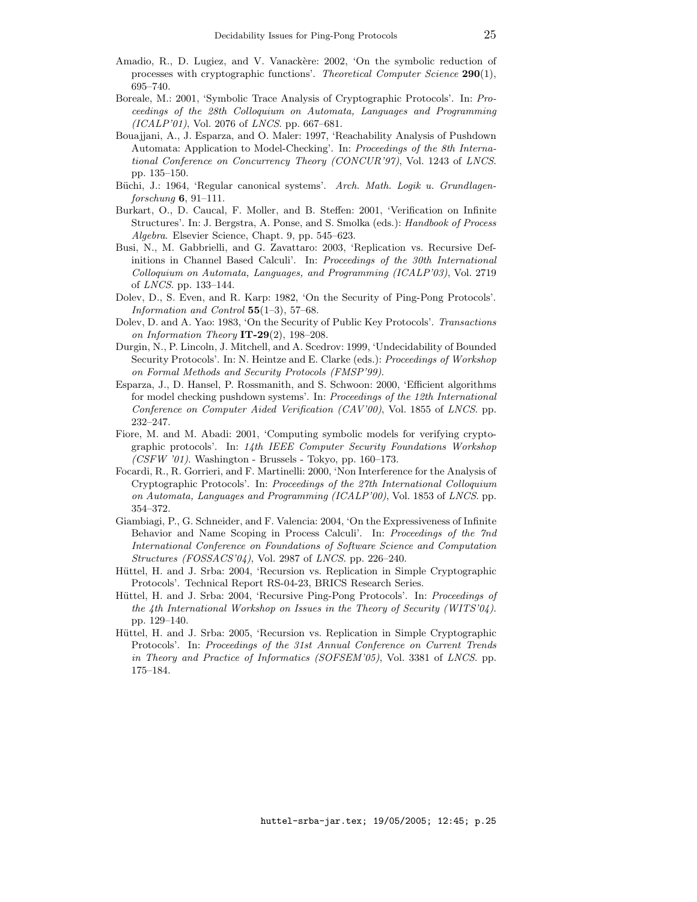Amadio, R., D. Lugiez, and V. Vanackère: 2002, 'On the symbolic reduction of processes with cryptographic functions'. *Theoretical Computer Science* **290**(1), 695–740.

Boreale, M.: 2001, 'Symbolic Trace Analysis of Cryptographic Protocols'. In: *Proceedings of the 28th Colloquium on Automata, Languages and Programming (ICALP'01)*, Vol. 2076 of *LNCS*. pp. 667–681.

Bouajjani, A., J. Esparza, and O. Maler: 1997, 'Reachability Analysis of Pushdown Automata: Application to Model-Checking'. In: *Proceedings of the 8th International Conference on Concurrency Theory (CONCUR'97)*, Vol. 1243 of *LNCS*. pp. 135–150.

Büchi, J.: 1964, 'Regular canonical systems'. *Arch. Math. Logik u. Grundlagenforschung* **6**, 91–111.

Burkart, O., D. Caucal, F. Moller, and B. Steffen: 2001, 'Verification on Infinite Structures'. In: J. Bergstra, A. Ponse, and S. Smolka (eds.): *Handbook of Process Algebra*. Elsevier Science, Chapt. 9, pp. 545–623.

Busi, N., M. Gabbrielli, and G. Zavattaro: 2003, 'Replication vs. Recursive Definitions in Channel Based Calculi'. In: *Proceedings of the 30th International Colloquium on Automata, Languages, and Programming (ICALP'03)*, Vol. 2719 of *LNCS*. pp. 133–144.

Dolev, D., S. Even, and R. Karp: 1982, 'On the Security of Ping-Pong Protocols'. *Information and Control* **55**(1–3), 57–68.

Dolev, D. and A. Yao: 1983, 'On the Security of Public Key Protocols'. *Transactions on Information Theory* **IT-29**(2), 198–208.

Durgin, N., P. Lincoln, J. Mitchell, and A. Scedrov: 1999, 'Undecidability of Bounded Security Protocols'. In: N. Heintze and E. Clarke (eds.): *Proceedings of Workshop on Formal Methods and Security Protocols (FMSP'99)*.

Esparza, J., D. Hansel, P. Rossmanith, and S. Schwoon: 2000, 'Efficient algorithms for model checking pushdown systems'. In: *Proceedings of the 12th International Conference on Computer Aided Verification (CAV'00)*, Vol. 1855 of *LNCS*. pp. 232–247.

Fiore, M. and M. Abadi: 2001, 'Computing symbolic models for verifying cryptographic protocols'. In: *14th IEEE Computer Security Foundations Workshop (CSFW '01)*. Washington - Brussels - Tokyo, pp. 160–173.

Focardi, R., R. Gorrieri, and F. Martinelli: 2000, 'Non Interference for the Analysis of Cryptographic Protocols'. In: *Proceedings of the 27th International Colloquium on Automata, Languages and Programming (ICALP'00)*, Vol. 1853 of *LNCS*. pp. 354–372.

Giambiagi, P., G. Schneider, and F. Valencia: 2004, 'On the Expressiveness of Infinite Behavior and Name Scoping in Process Calculi'. In: *Proceedings of the 7nd International Conference on Foundations of Software Science and Computation Structures (FOSSACS'04)*, Vol. 2987 of *LNCS*. pp. 226–240.

Hüttel, H. and J. Srba: 2004, 'Recursion vs. Replication in Simple Cryptographic Protocols'. Technical Report RS-04-23, BRICS Research Series.

Hüttel, H. and J. Srba: 2004, 'Recursive Ping-Pong Protocols'. In: *Proceedings of the 4th International Workshop on Issues in the Theory of Security (WITS'04)*. pp. 129–140.

Hüttel, H. and J. Srba: 2005, 'Recursion vs. Replication in Simple Cryptographic Protocols'. In: *Proceedings of the 31st Annual Conference on Current Trends in Theory and Practice of Informatics (SOFSEM'05)*, Vol. 3381 of *LNCS*. pp. 175–184.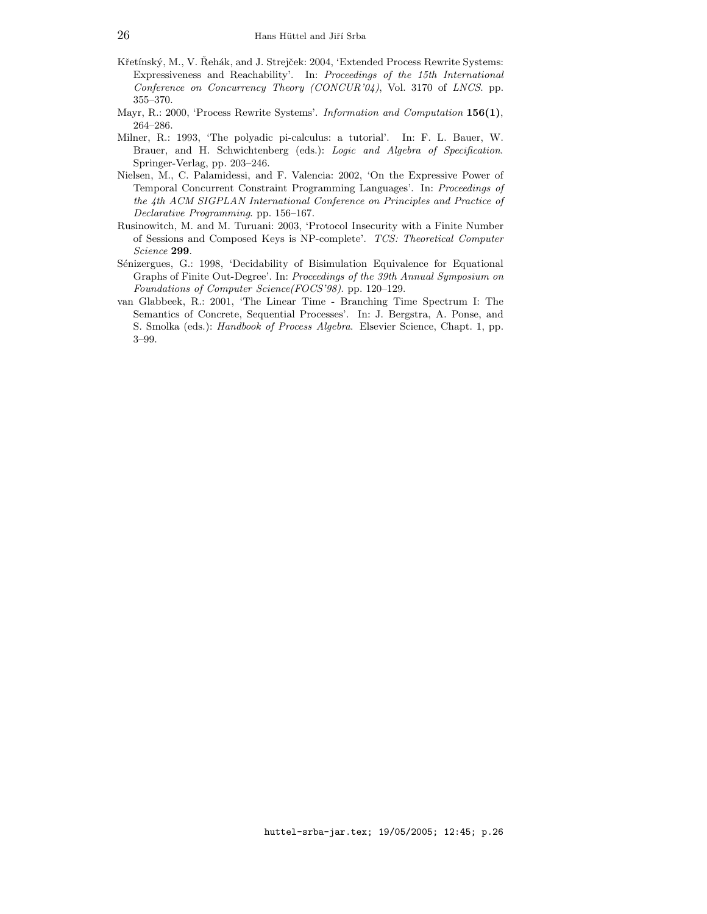Křetínský, M., V. Řehák, and J. Strejček: 2004, 'Extended Process Rewrite Systems: Expressiveness and Reachability'. In: *Proceedings of the 15th International Conference on Concurrency Theory (CONCUR'04)*, Vol. 3170 of *LNCS*. pp. 355–370.

Mayr, R.: 2000, 'Process Rewrite Systems'. *Information and Computation* **156(1)**, 264–286.

Milner, R.: 1993, 'The polyadic pi-calculus: a tutorial'. In: F. L. Bauer, W. Brauer, and H. Schwichtenberg (eds.): *Logic and Algebra of Specification*. Springer-Verlag, pp. 203–246.

Nielsen, M., C. Palamidessi, and F. Valencia: 2002, 'On the Expressive Power of Temporal Concurrent Constraint Programming Languages'. In: *Proceedings of the 4th ACM SIGPLAN International Conference on Principles and Practice of Declarative Programming*. pp. 156–167.

Rusinowitch, M. and M. Turuani: 2003, 'Protocol Insecurity with a Finite Number of Sessions and Composed Keys is NP-complete'. *TCS: Theoretical Computer Science* **299**.

Sénizergues, G.: 1998, 'Decidability of Bisimulation Equivalence for Equational Graphs of Finite Out-Degree'. In: *Proceedings of the 39th Annual Symposium on Foundations of Computer Science(FOCS'98)*. pp. 120–129.

van Glabbeek, R.: 2001, 'The Linear Time - Branching Time Spectrum I: The Semantics of Concrete, Sequential Processes'. In: J. Bergstra, A. Ponse, and S. Smolka (eds.): *Handbook of Process Algebra*. Elsevier Science, Chapt. 1, pp. 3–99.